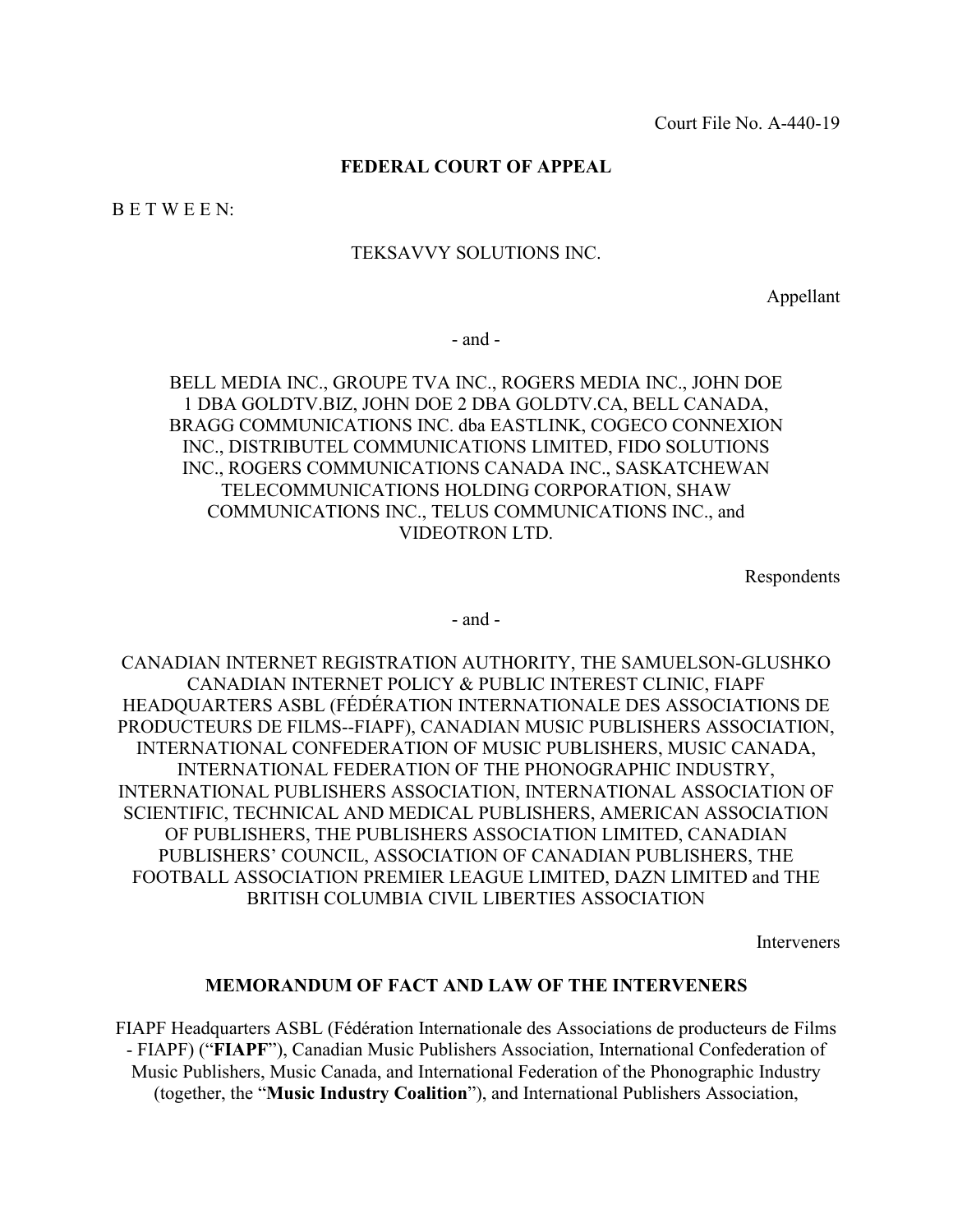Court File No. A-440-19

**FEDERAL COURT OF APPEAL**

B E T W E E N:

TEKSAVVY SOLUTIONS INC.

Appellant

- and -

BELL MEDIA INC., GROUPE TVA INC., ROGERS MEDIA INC., JOHN DOE 1 DBA GOLDTV.BIZ, JOHN DOE 2 DBA GOLDTV.CA, BELL CANADA, BRAGG COMMUNICATIONS INC. dba EASTLINK, COGECO CONNEXION INC., DISTRIBUTEL COMMUNICATIONS LIMITED, FIDO SOLUTIONS INC., ROGERS COMMUNICATIONS CANADA INC., SASKATCHEWAN TELECOMMUNICATIONS HOLDING CORPORATION, SHAW COMMUNICATIONS INC., TELUS COMMUNICATIONS INC., and VIDEOTRON LTD.

Respondents

- and -

CANADIAN INTERNET REGISTRATION AUTHORITY, THE SAMUELSON-GLUSHKO CANADIAN INTERNET POLICY & PUBLIC INTEREST CLINIC, FIAPF HEADQUARTERS ASBL (FÉDÉRATION INTERNATIONALE DES ASSOCIATIONS DE PRODUCTEURS DE FILMS--FIAPF), CANADIAN MUSIC PUBLISHERS ASSOCIATION, INTERNATIONAL CONFEDERATION OF MUSIC PUBLISHERS, MUSIC CANADA, INTERNATIONAL FEDERATION OF THE PHONOGRAPHIC INDUSTRY, INTERNATIONAL PUBLISHERS ASSOCIATION, INTERNATIONAL ASSOCIATION OF SCIENTIFIC, TECHNICAL AND MEDICAL PUBLISHERS, AMERICAN ASSOCIATION OF PUBLISHERS, THE PUBLISHERS ASSOCIATION LIMITED, CANADIAN PUBLISHERS' COUNCIL, ASSOCIATION OF CANADIAN PUBLISHERS, THE FOOTBALL ASSOCIATION PREMIER LEAGUE LIMITED, DAZN LIMITED and THE BRITISH COLUMBIA CIVIL LIBERTIES ASSOCIATION

Interveners

**MEMORANDUM OF FACT AND LAW OF THE INTERVENERS**

FIAPF Headquarters ASBL (Fédération Internationale des Associations de producteurs de Films - FIAPF) ("**FIAPF**"), Canadian Music Publishers Association, International Confederation of Music Publishers, Music Canada, and International Federation of the Phonographic Industry (together, the "**Music Industry Coalition**"), and International Publishers Association,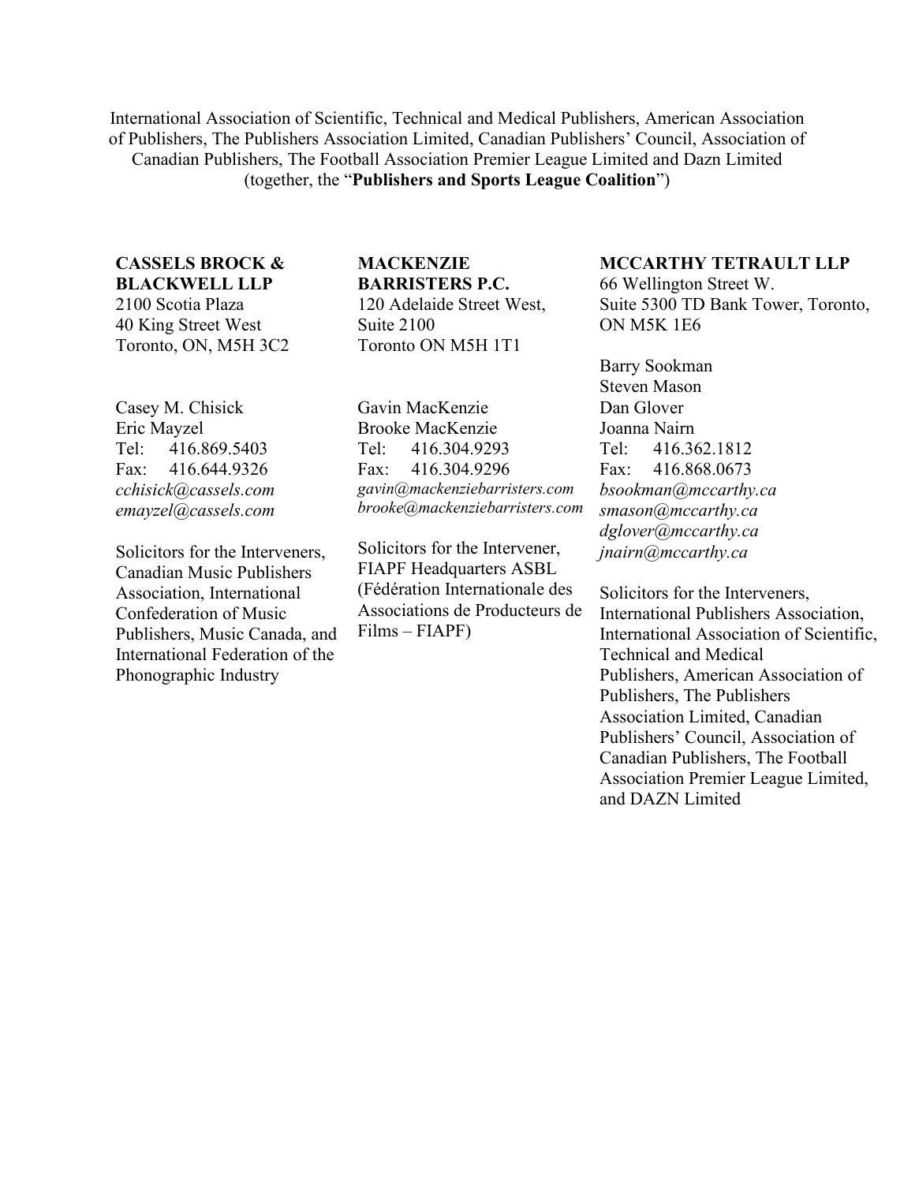International Association of Scientific, Technical and Medical Publishers, American Association of Publishers, The Publishers Association Limited, Canadian Publishers' Council, Association of Canadian Publishers, The Football Association Premier League Limited and Dazn Limited (together, the "**Publishers and Sports League Coalition**")

**CASSELS BROCK & BLACKWELL LLP**
2100 Scotia Plaza
40 King Street West
Toronto, ON, M5H 3C2

Casey M. Chisick
Eric Mayzel
Tel: 416.869.5403
Fax: 416.644.9326
*cchisick@cassels.com*
*emayzel@cassels.com*

Solicitors for the Interveners, Canadian Music Publishers Association, International Confederation of Music Publishers, Music Canada, and International Federation of the Phonographic Industry

**MACKENZIE BARRISTERS P.C.**
120 Adelaide Street West,
Suite 2100
Toronto ON M5H 1T1

Gavin MacKenzie
Brooke MacKenzie
Tel: 416.304.9293
Fax: 416.304.9296
*gavin@mackenziebarristers.com*
*brooke@mackenziebarristers.com*

Solicitors for the Intervener, FIAPF Headquarters ASBL (Fédération Internationale des Associations de Producteurs de Films – FIAPF)

**MCCARTHY TETRAULT LLP**
66 Wellington Street W.
Suite 5300 TD Bank Tower, Toronto, ON M5K 1E6

Barry Sookman
Steven Mason
Dan Glover
Joanna Nairn
Tel: 416.362.1812
Fax: 416.868.0673
*bsookman@mccarthy.ca*
*smason@mccarthy.ca*
*dglover@mccarthy.ca*
*jnairn@mccarthy.ca*

Solicitors for the Interveners, International Publishers Association, International Association of Scientific, Technical and Medical Publishers, American Association of Publishers, The Publishers Association Limited, Canadian Publishers' Council, Association of Canadian Publishers, The Football Association Premier League Limited, and DAZN Limited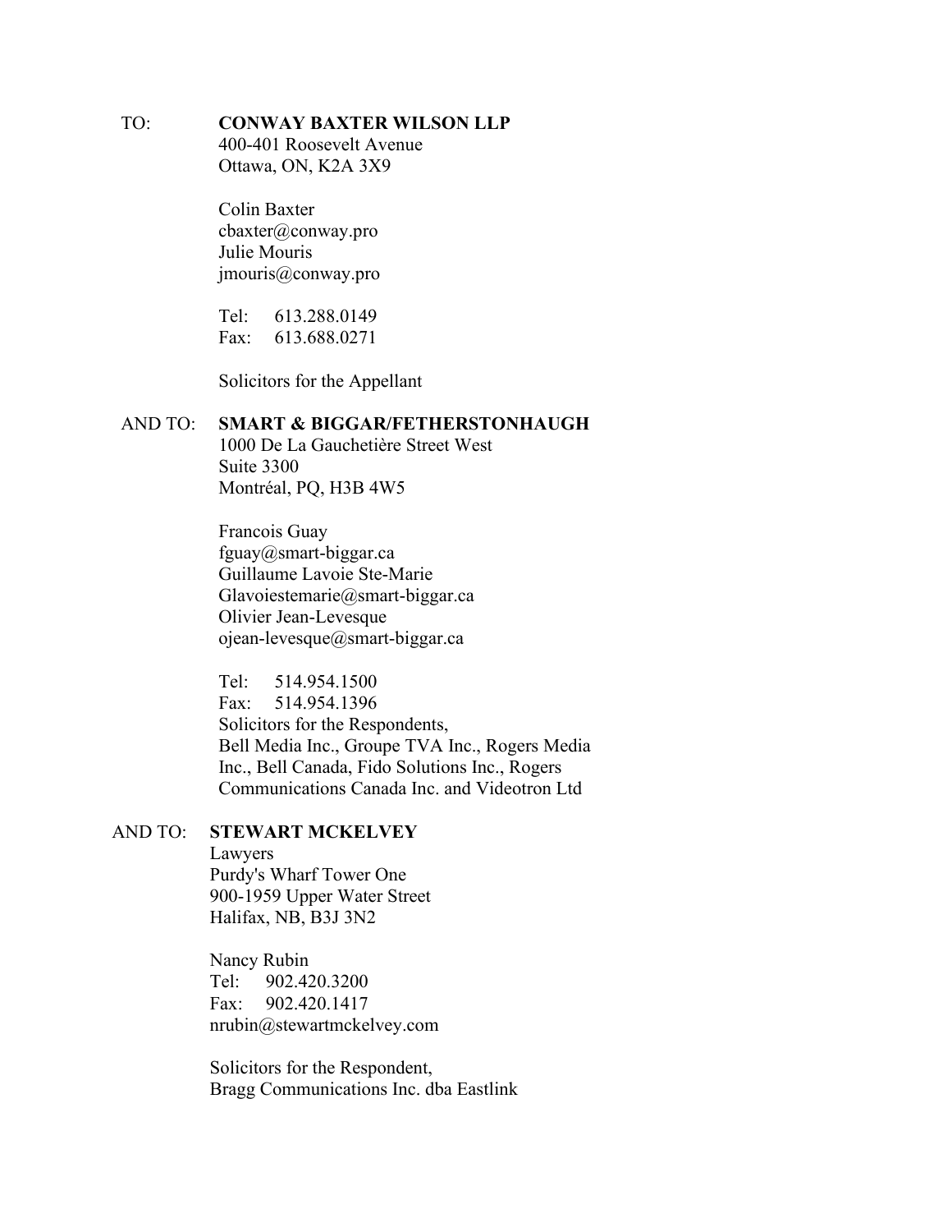TO: **CONWAY BAXTER WILSON LLP**
400-401 Roosevelt Avenue
Ottawa, ON, K2A 3X9

Colin Baxter
cbaxter@conway.pro
Julie Mouris
jmouris@conway.pro

Tel: 613.288.0149
Fax: 613.688.0271

Solicitors for the Appellant

AND TO: **SMART & BIGGAR/FETHERSTONHAUGH**
1000 De La Gauchetière Street West
Suite 3300
Montréal, PQ, H3B 4W5

Francois Guay
fguay@smart-biggar.ca
Guillaume Lavoie Ste-Marie
Glavoiestemarie@smart-biggar.ca
Olivier Jean-Levesque
ojean-levesque@smart-biggar.ca

Tel: 514.954.1500
Fax: 514.954.1396
Solicitors for the Respondents,
Bell Media Inc., Groupe TVA Inc., Rogers Media Inc., Bell Canada, Fido Solutions Inc., Rogers Communications Canada Inc. and Videotron Ltd

AND TO: **STEWART MCKELVEY**
Lawyers
Purdy's Wharf Tower One
900-1959 Upper Water Street
Halifax, NB, B3J 3N2

Nancy Rubin
Tel: 902.420.3200
Fax: 902.420.1417
nrubin@stewartmckelvey.com

Solicitors for the Respondent,
Bragg Communications Inc. dba Eastlink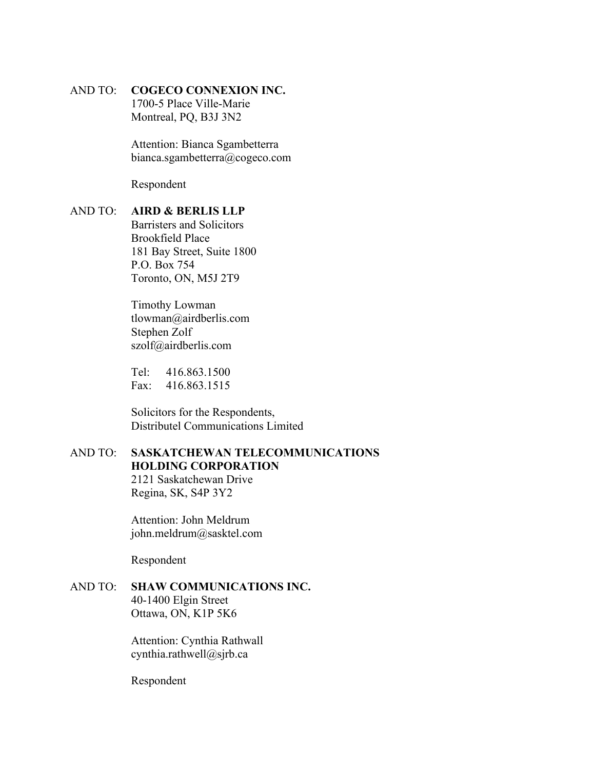AND TO: **COGECO CONNEXION INC.**
1700-5 Place Ville-Marie
Montreal, PQ, B3J 3N2

Attention: Bianca Sgambetterra
bianca.sgambetterra@cogeco.com

Respondent

AND TO: **AIRD & BERLIS LLP**
Barristers and Solicitors
Brookfield Place
181 Bay Street, Suite 1800
P.O. Box 754
Toronto, ON, M5J 2T9

Timothy Lowman
tlowman@airdberlis.com
Stephen Zolf
szolf@airdberlis.com

Tel: 416.863.1500
Fax: 416.863.1515

Solicitors for the Respondents,
Distributel Communications Limited

AND TO: **SASKATCHEWAN TELECOMMUNICATIONS HOLDING CORPORATION**
2121 Saskatchewan Drive
Regina, SK, S4P 3Y2

Attention: John Meldrum
john.meldrum@sasktel.com

Respondent

AND TO: **SHAW COMMUNICATIONS INC.**
40-1400 Elgin Street
Ottawa, ON, K1P 5K6

Attention: Cynthia Rathwall
cynthia.rathwell@sjrb.ca

Respondent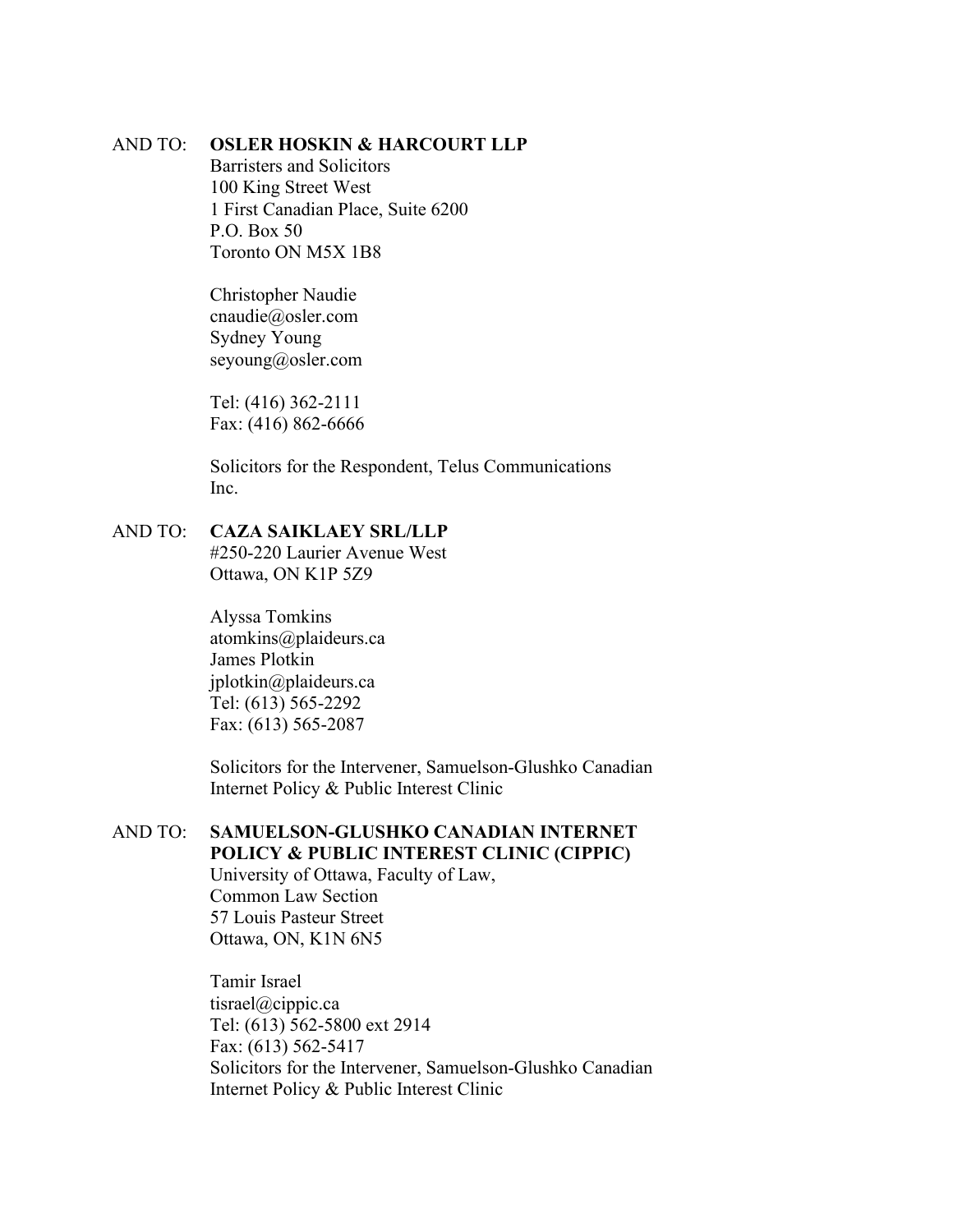AND TO: **OSLER HOSKIN & HARCOURT LLP**
Barristers and Solicitors
100 King Street West
1 First Canadian Place, Suite 6200
P.O. Box 50
Toronto ON M5X 1B8

Christopher Naudie
cnaudie@osler.com
Sydney Young
seyoung@osler.com

Tel: (416) 362-2111
Fax: (416) 862-6666

Solicitors for the Respondent, Telus Communications Inc.

AND TO: **CAZA SAIKLAEY SRL/LLP**
#250-220 Laurier Avenue West
Ottawa, ON K1P 5Z9

Alyssa Tomkins
atomkins@plaideurs.ca
James Plotkin
jplotkin@plaideurs.ca
Tel: (613) 565-2292
Fax: (613) 565-2087

Solicitors for the Intervener, Samuelson-Glushko Canadian Internet Policy & Public Interest Clinic

AND TO: **SAMUELSON-GLUSHKO CANADIAN INTERNET POLICY & PUBLIC INTEREST CLINIC (CIPPIC)**
University of Ottawa, Faculty of Law,
Common Law Section
57 Louis Pasteur Street
Ottawa, ON, K1N 6N5

Tamir Israel
tisrael@cippic.ca
Tel: (613) 562-5800 ext 2914
Fax: (613) 562-5417
Solicitors for the Intervener, Samuelson-Glushko Canadian Internet Policy & Public Interest Clinic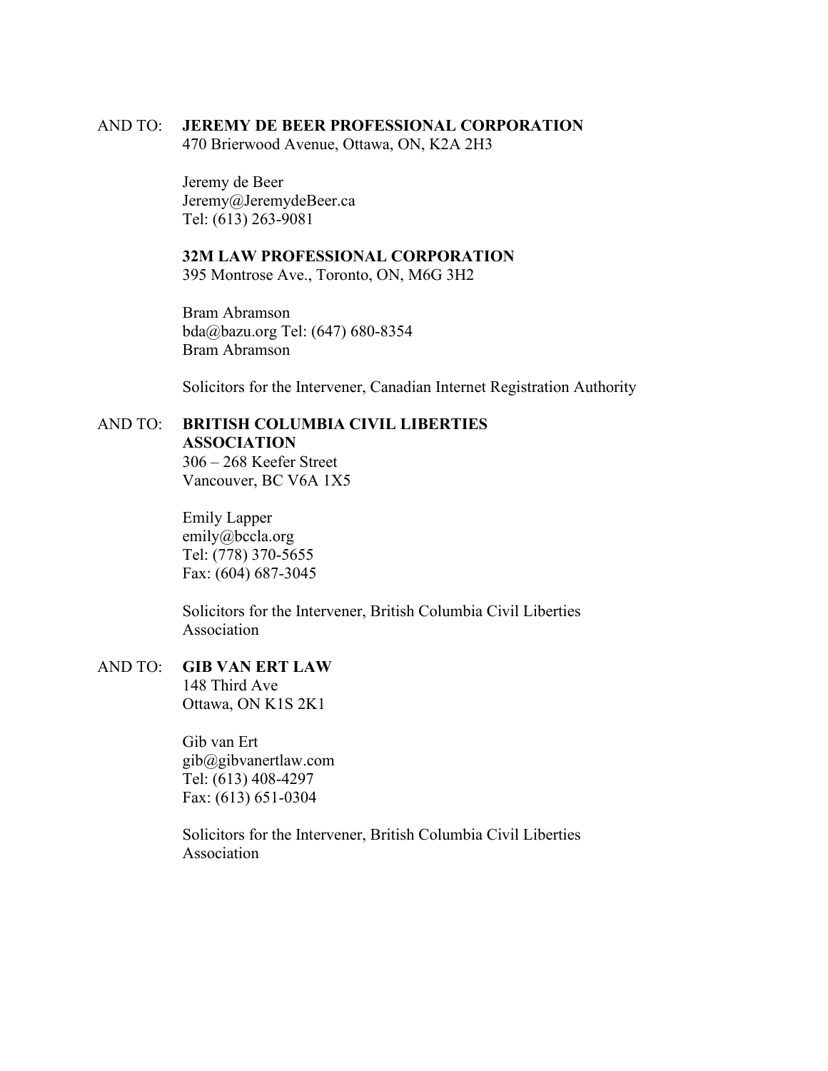AND TO: **JEREMY DE BEER PROFESSIONAL CORPORATION**
470 Brierwood Avenue, Ottawa, ON, K2A 2H3

Jeremy de Beer
Jeremy@JeremydeBeer.ca
Tel: (613) 263-9081

**32M LAW PROFESSIONAL CORPORATION**
395 Montrose Ave., Toronto, ON, M6G 3H2

Bram Abramson
bda@bazu.org Tel: (647) 680-8354
Bram Abramson

Solicitors for the Intervener, Canadian Internet Registration Authority

AND TO: **BRITISH COLUMBIA CIVIL LIBERTIES ASSOCIATION**
306 – 268 Keefer Street
Vancouver, BC V6A 1X5

Emily Lapper
emily@bccla.org
Tel: (778) 370-5655
Fax: (604) 687-3045

Solicitors for the Intervener, British Columbia Civil Liberties Association

AND TO: **GIB VAN ERT LAW**
148 Third Ave
Ottawa, ON K1S 2K1

Gib van Ert
gib@gibvanertlaw.com
Tel: (613) 408-4297
Fax: (613) 651-0304

Solicitors for the Intervener, British Columbia Civil Liberties Association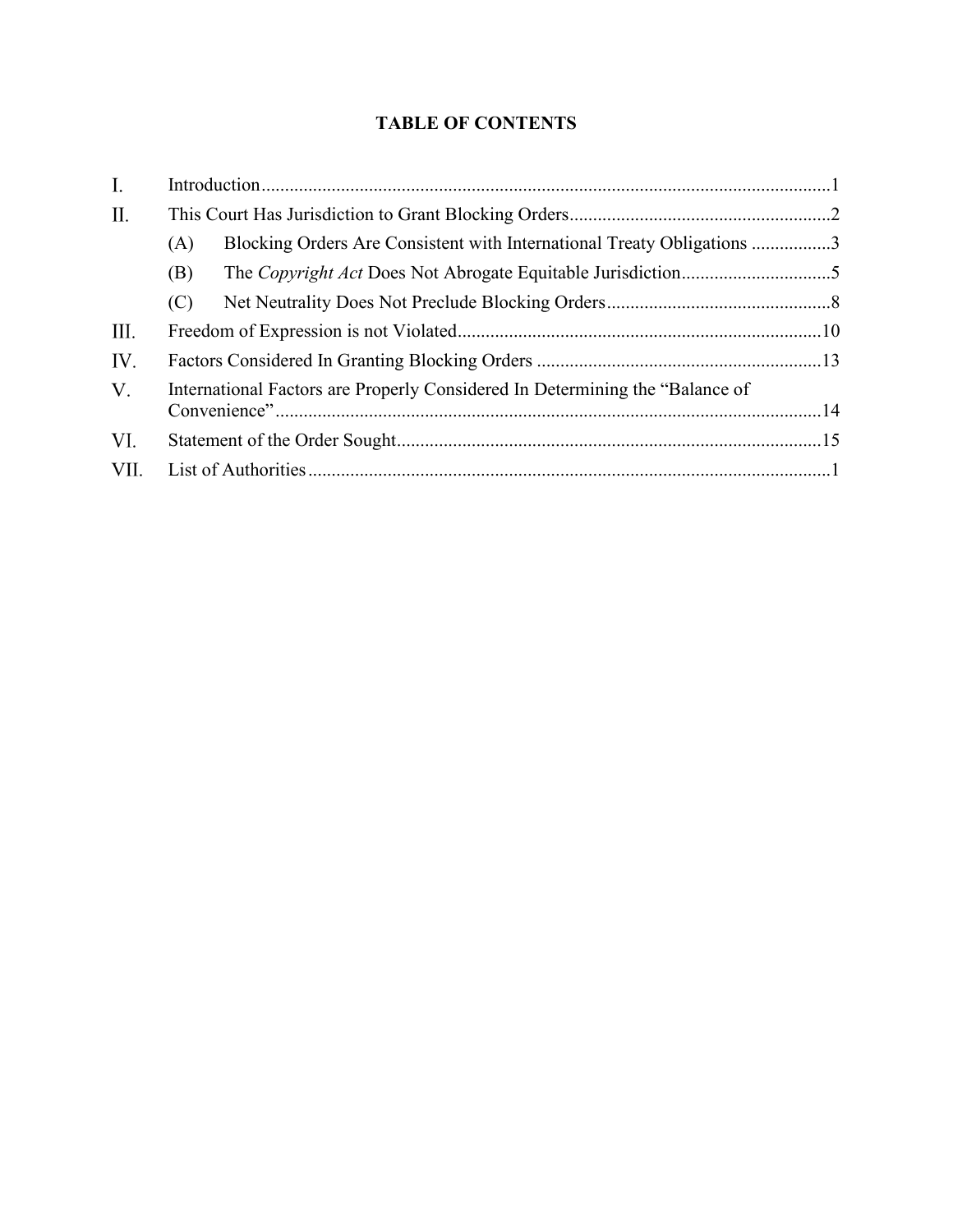# TABLE OF CONTENTS

| | | Page |
|---|---|---|
| I. | Introduction | 1 |
| II. | This Court Has Jurisdiction to Grant Blocking Orders | 2 |
| | (A) Blocking Orders Are Consistent with International Treaty Obligations | 3 |
| | (B) The *Copyright Act* Does Not Abrogate Equitable Jurisdiction | 5 |
| | (C) Net Neutrality Does Not Preclude Blocking Orders | 8 |
| III. | Freedom of Expression is not Violated | 10 |
| IV. | Factors Considered In Granting Blocking Orders | 13 |
| V. | International Factors are Properly Considered In Determining the "Balance of Convenience" | 14 |
| VI. | Statement of the Order Sought | 15 |
| VII. | List of Authorities | 1 |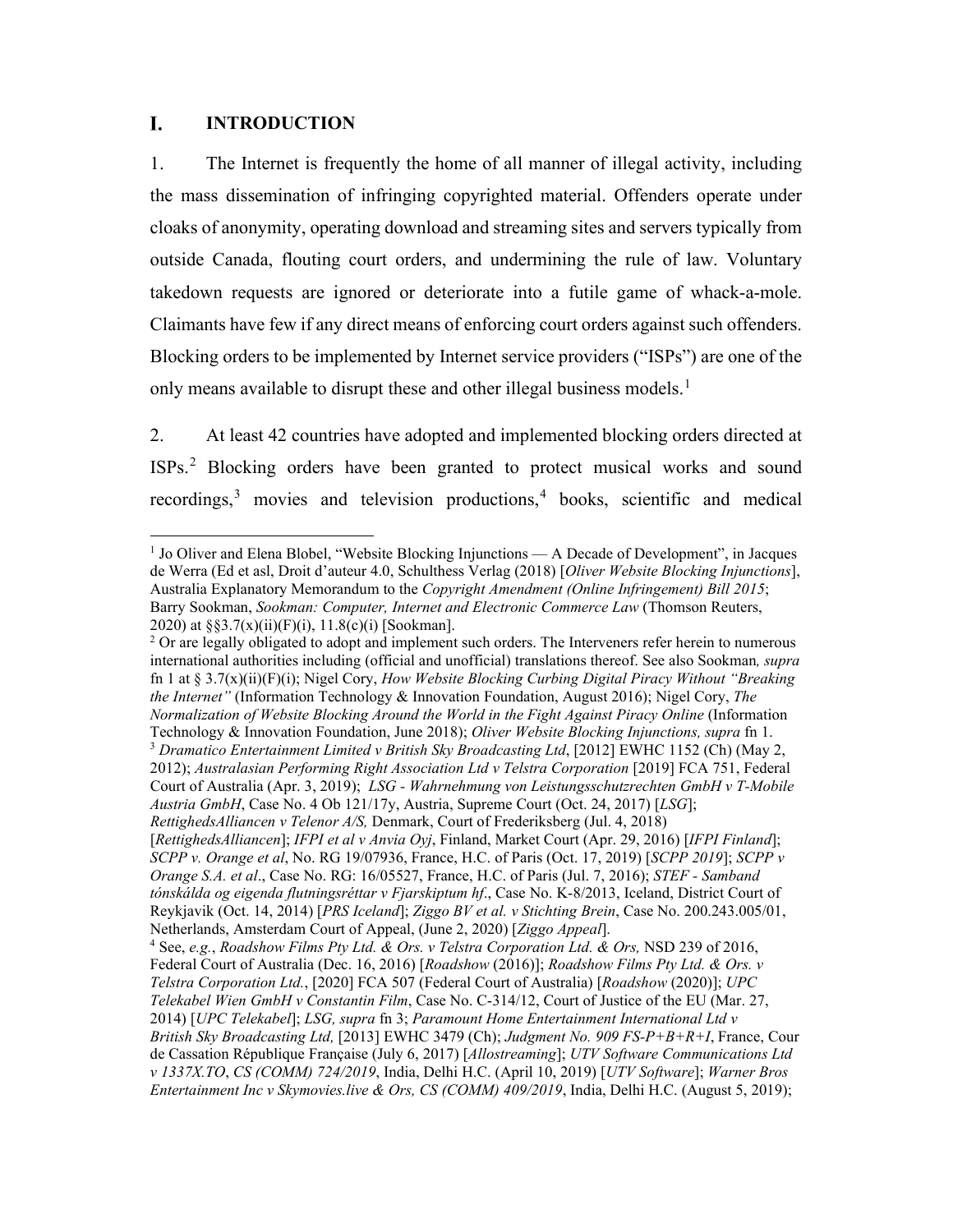## I. INTRODUCTION

1. The Internet is frequently the home of all manner of illegal activity, including the mass dissemination of infringing copyrighted material. Offenders operate under cloaks of anonymity, operating download and streaming sites and servers typically from outside Canada, flouting court orders, and undermining the rule of law. Voluntary takedown requests are ignored or deteriorate into a futile game of whack-a-mole. Claimants have few if any direct means of enforcing court orders against such offenders. Blocking orders to be implemented by Internet service providers ("ISPs") are one of the only means available to disrupt these and other illegal business models.[1]

2. At least 42 countries have adopted and implemented blocking orders directed at ISPs.[2] Blocking orders have been granted to protect musical works and sound recordings,[3] movies and television productions,[4] books, scientific and medical

---

[1] Jo Oliver and Elena Blobel, "Website Blocking Injunctions — A Decade of Development", in Jacques de Werra (Ed et asl, Droit d'auteur 4.0, Schulthess Verlag (2018) [*Oliver Website Blocking Injunctions*], Australia Explanatory Memorandum to the *Copyright Amendment (Online Infringement) Bill 2015*; Barry Sookman, *Sookman: Computer, Internet and Electronic Commerce Law* (Thomson Reuters, 2020) at §§3.7(x)(ii)(F)(i), 11.8(c)(i) [Sookman].

[2] Or are legally obligated to adopt and implement such orders. The Interveners refer herein to numerous international authorities including (official and unofficial) translations thereof. See also Sookman*, supra* fn 1 at § 3.7(x)(ii)(F)(i); Nigel Cory, *How Website Blocking Curbing Digital Piracy Without "Breaking the Internet"* (Information Technology & Innovation Foundation, August 2016); Nigel Cory, *The Normalization of Website Blocking Around the World in the Fight Against Piracy Online* (Information Technology & Innovation Foundation, June 2018); *Oliver Website Blocking Injunctions, supra* fn 1.

[3] *Dramatico Entertainment Limited v British Sky Broadcasting Ltd*, [2012] EWHC 1152 (Ch) (May 2, 2012); *Australasian Performing Right Association Ltd v Telstra Corporation* [2019] FCA 751, Federal Court of Australia (Apr. 3, 2019); *LSG - Wahrnehmung von Leistungsschutzrechten GmbH v T-Mobile Austria GmbH*, Case No. 4 Ob 121/17y, Austria, Supreme Court (Oct. 24, 2017) [*LSG*]; *RettighedsAlliancen v Telenor A/S,* Denmark, Court of Frederiksberg (Jul. 4, 2018) [*RettighedsAlliancen*]; *IFPI et al v Anvia Oyj*, Finland, Market Court (Apr. 29, 2016) [*IFPI Finland*]; *SCPP v. Orange et al*, No. RG 19/07936, France, H.C. of Paris (Oct. 17, 2019) [*SCPP 2019*]; *SCPP v Orange S.A. et al*., Case No. RG: 16/05527, France, H.C. of Paris (Jul. 7, 2016); *STEF - Samband tónskálda og eigenda flutningsréttar v Fjarskiptum hf*., Case No. K-8/2013, Iceland, District Court of Reykjavik (Oct. 14, 2014) [*PRS Iceland*]; *Ziggo BV et al. v Stichting Brein*, Case No. 200.243.005/01, Netherlands, Amsterdam Court of Appeal, (June 2, 2020) [*Ziggo Appeal*].

[4] See, *e.g.*, *Roadshow Films Pty Ltd. & Ors. v Telstra Corporation Ltd. & Ors,* NSD 239 of 2016, Federal Court of Australia (Dec. 16, 2016) [*Roadshow* (2016)]; *Roadshow Films Pty Ltd. & Ors. v Telstra Corporation Ltd.*, [2020] FCA 507 (Federal Court of Australia) [*Roadshow* (2020)]; *UPC Telekabel Wien GmbH v Constantin Film*, Case No. C-314/12, Court of Justice of the EU (Mar. 27, 2014) [*UPC Telekabel*]; *LSG, supra* fn 3; *Paramount Home Entertainment International Ltd v British Sky Broadcasting Ltd,* [2013] EWHC 3479 (Ch); *Judgment No. 909 FS-P+B+R+I*, France, Cour de Cassation République Française (July 6, 2017) [*Allostreaming*]; *UTV Software Communications Ltd v 1337X.TO*, *CS (COMM) 724/2019*, India, Delhi H.C. (April 10, 2019) [*UTV Software*]; *Warner Bros Entertainment Inc v Skymovies.live & Ors, CS (COMM) 409/2019*, India, Delhi H.C. (August 5, 2019);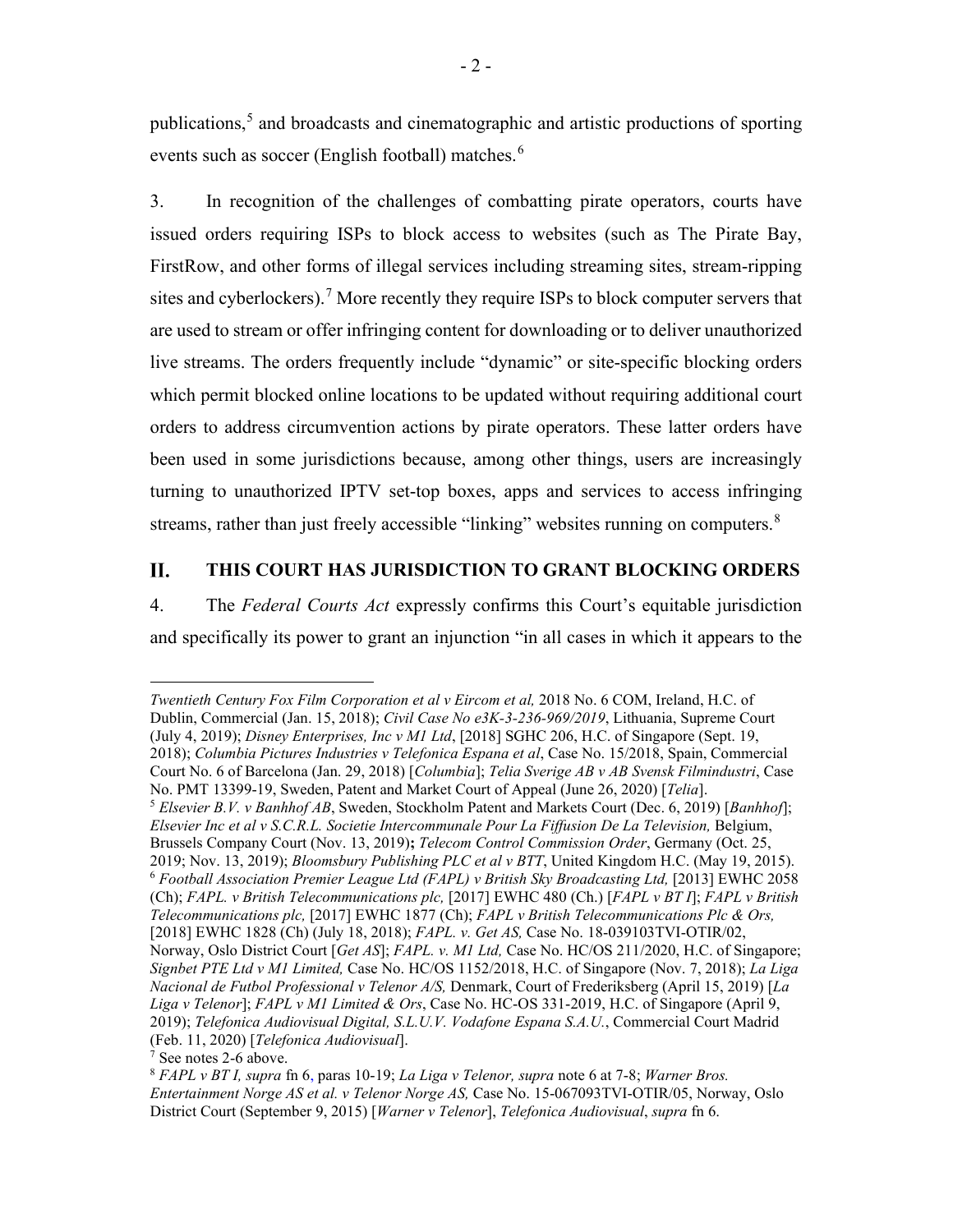publications,[5] and broadcasts and cinematographic and artistic productions of sporting events such as soccer (English football) matches.[6]

3. In recognition of the challenges of combatting pirate operators, courts have issued orders requiring ISPs to block access to websites (such as The Pirate Bay, FirstRow, and other forms of illegal services including streaming sites, stream-ripping sites and cyberlockers).[7] More recently they require ISPs to block computer servers that are used to stream or offer infringing content for downloading or to deliver unauthorized live streams. The orders frequently include "dynamic" or site-specific blocking orders which permit blocked online locations to be updated without requiring additional court orders to address circumvention actions by pirate operators. These latter orders have been used in some jurisdictions because, among other things, users are increasingly turning to unauthorized IPTV set-top boxes, apps and services to access infringing streams, rather than just freely accessible "linking" websites running on computers.[8]

## II. THIS COURT HAS JURISDICTION TO GRANT BLOCKING ORDERS

4. The *Federal Courts Act* expressly confirms this Court's equitable jurisdiction and specifically its power to grant an injunction "in all cases in which it appears to the

---

*Twentieth Century Fox Film Corporation et al v Eircom et al,* 2018 No. 6 COM, Ireland, H.C. of Dublin, Commercial (Jan. 15, 2018); *Civil Case No e3K-3-236-969/2019*, Lithuania, Supreme Court (July 4, 2019); *Disney Enterprises, Inc v M1 Ltd*, [2018] SGHC 206, H.C. of Singapore (Sept. 19, 2018); *Columbia Pictures Industries v Telefonica Espana et al*, Case No. 15/2018, Spain, Commercial Court No. 6 of Barcelona (Jan. 29, 2018) [*Columbia*]; *Telia Sverige AB v AB Svensk Filmindustri*, Case No. PMT 13399-19, Sweden, Patent and Market Court of Appeal (June 26, 2020) [*Telia*].

[5] *Elsevier B.V. v Banhhof AB*, Sweden, Stockholm Patent and Markets Court (Dec. 6, 2019) [*Banhhof*]; *Elsevier Inc et al v S.C.R.L. Societie Intercommunale Pour La Fiffusion De La Television,* Belgium, Brussels Company Court (Nov. 13, 2019)**;** *Telecom Control Commission Order*, Germany (Oct. 25, 2019; Nov. 13, 2019); *Bloomsbury Publishing PLC et al v BTT*, United Kingdom H.C. (May 19, 2015).

[6] *Football Association Premier League Ltd (FAPL) v British Sky Broadcasting Ltd,* [2013] EWHC 2058 (Ch); *FAPL. v British Telecommunications plc,* [2017] EWHC 480 (Ch.) [*FAPL v BT I*]; *FAPL v British Telecommunications plc,* [2017] EWHC 1877 (Ch); *FAPL v British Telecommunications Plc & Ors,* [2018] EWHC 1828 (Ch) (July 18, 2018); *FAPL. v. Get AS,* Case No. 18-039103TVI-OTIR/02, Norway, Oslo District Court [*Get AS*]; *FAPL. v. M1 Ltd,* Case No. HC/OS 211/2020, H.C. of Singapore; *Signbet PTE Ltd v M1 Limited,* Case No. HC/OS 1152/2018, H.C. of Singapore (Nov. 7, 2018); *La Liga Nacional de Futbol Professional v Telenor A/S,* Denmark, Court of Frederiksberg (April 15, 2019) [*La Liga v Telenor*]; *FAPL v M1 Limited & Ors*, Case No. HC-OS 331-2019, H.C. of Singapore (April 9, 2019); *Telefonica Audiovisual Digital, S.L.U.V. Vodafone Espana S.A.U.*, Commercial Court Madrid (Feb. 11, 2020) [*Telefonica Audiovisual*].

[7] See notes 2-6 above.

[8] *FAPL v BT I, supra* fn 6, paras 10-19; *La Liga v Telenor, supra* note 6 at 7-8; *Warner Bros. Entertainment Norge AS et al. v Telenor Norge AS,* Case No. 15-067093TVI-OTIR/05, Norway, Oslo District Court (September 9, 2015) [*Warner v Telenor*], *Telefonica Audiovisual*, *supra* fn 6.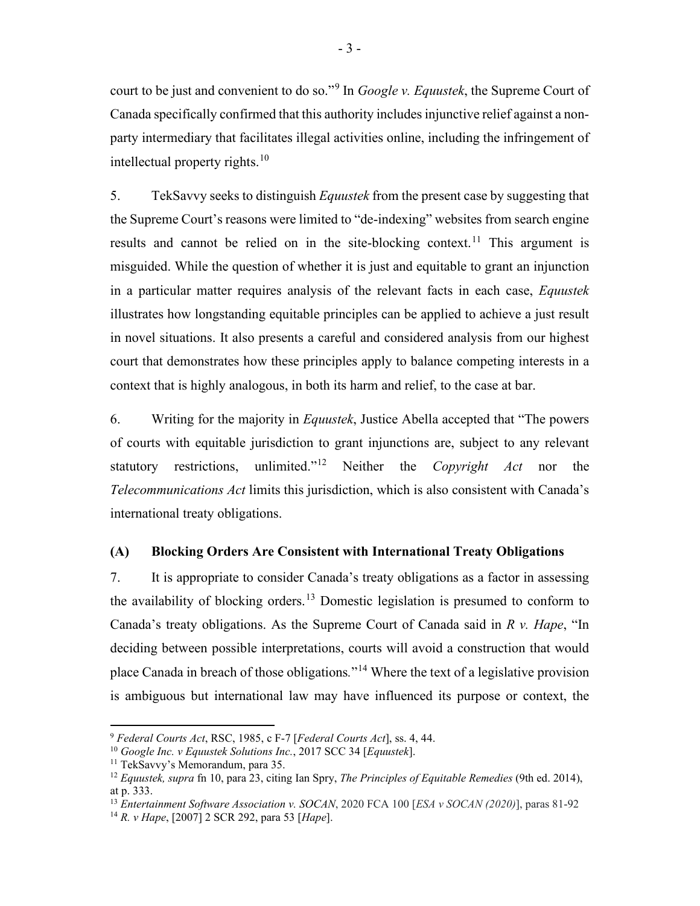court to be just and convenient to do so."[9] In *Google v. Equustek*, the Supreme Court of Canada specifically confirmed that this authority includes injunctive relief against a non-party intermediary that facilitates illegal activities online, including the infringement of intellectual property rights.[10]

5. TekSavvy seeks to distinguish *Equustek* from the present case by suggesting that the Supreme Court's reasons were limited to "de-indexing" websites from search engine results and cannot be relied on in the site-blocking context.[11] This argument is misguided. While the question of whether it is just and equitable to grant an injunction in a particular matter requires analysis of the relevant facts in each case, *Equustek* illustrates how longstanding equitable principles can be applied to achieve a just result in novel situations. It also presents a careful and considered analysis from our highest court that demonstrates how these principles apply to balance competing interests in a context that is highly analogous, in both its harm and relief, to the case at bar.

6. Writing for the majority in *Equustek*, Justice Abella accepted that "The powers of courts with equitable jurisdiction to grant injunctions are, subject to any relevant statutory restrictions, unlimited."[12] Neither the *Copyright Act* nor the *Telecommunications Act* limits this jurisdiction, which is also consistent with Canada's international treaty obligations.

### (A) Blocking Orders Are Consistent with International Treaty Obligations

7. It is appropriate to consider Canada's treaty obligations as a factor in assessing the availability of blocking orders.[13] Domestic legislation is presumed to conform to Canada's treaty obligations. As the Supreme Court of Canada said in *R v. Hape*, "In deciding between possible interpretations, courts will avoid a construction that would place Canada in breach of those obligations."[14] Where the text of a legislative provision is ambiguous but international law may have influenced its purpose or context, the

---

[9] *Federal Courts Act*, RSC, 1985, c F-7 [*Federal Courts Act*], ss. 4, 44.

[10] *Google Inc. v Equustek Solutions Inc.*, 2017 SCC 34 [*Equustek*].

[11] TekSavvy's Memorandum, para 35.

[12] *Equustek, supra* fn 10, para 23, citing Ian Spry, *The Principles of Equitable Remedies* (9th ed. 2014), at p. 333.

[13] *Entertainment Software Association v. SOCAN*, 2020 FCA 100 [*ESA v SOCAN (2020)*], paras 81-92

[14] *R. v Hape*, [2007] 2 SCR 292, para 53 [*Hape*].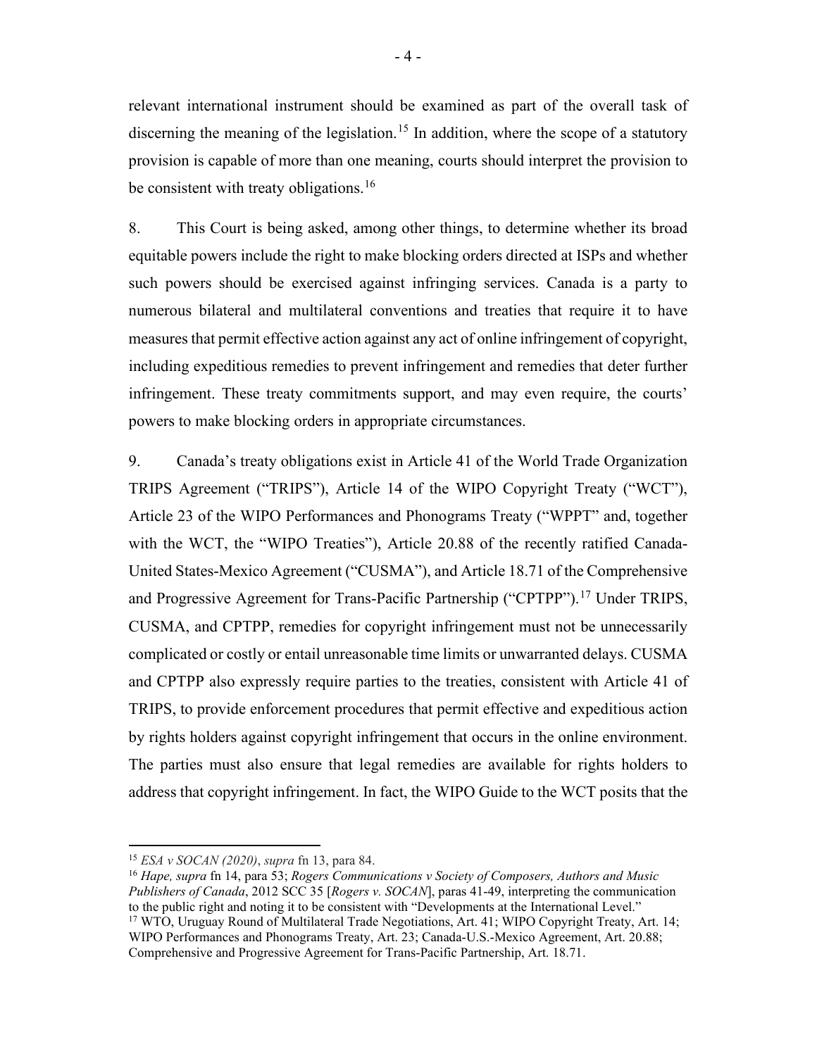relevant international instrument should be examined as part of the overall task of discerning the meaning of the legislation.[15] In addition, where the scope of a statutory provision is capable of more than one meaning, courts should interpret the provision to be consistent with treaty obligations.[16]

8. This Court is being asked, among other things, to determine whether its broad equitable powers include the right to make blocking orders directed at ISPs and whether such powers should be exercised against infringing services. Canada is a party to numerous bilateral and multilateral conventions and treaties that require it to have measures that permit effective action against any act of online infringement of copyright, including expeditious remedies to prevent infringement and remedies that deter further infringement. These treaty commitments support, and may even require, the courts' powers to make blocking orders in appropriate circumstances.

9. Canada's treaty obligations exist in Article 41 of the World Trade Organization TRIPS Agreement ("TRIPS"), Article 14 of the WIPO Copyright Treaty ("WCT"), Article 23 of the WIPO Performances and Phonograms Treaty ("WPPT" and, together with the WCT, the "WIPO Treaties"), Article 20.88 of the recently ratified Canada-United States-Mexico Agreement ("CUSMA"), and Article 18.71 of the Comprehensive and Progressive Agreement for Trans-Pacific Partnership ("CPTPP").[17] Under TRIPS, CUSMA, and CPTPP, remedies for copyright infringement must not be unnecessarily complicated or costly or entail unreasonable time limits or unwarranted delays. CUSMA and CPTPP also expressly require parties to the treaties, consistent with Article 41 of TRIPS, to provide enforcement procedures that permit effective and expeditious action by rights holders against copyright infringement that occurs in the online environment. The parties must also ensure that legal remedies are available for rights holders to address that copyright infringement. In fact, the WIPO Guide to the WCT posits that the

---

[15] *ESA v SOCAN (2020)*, *supra* fn 13, para 84.

[16] *Hape, supra* fn 14, para 53; *Rogers Communications v Society of Composers, Authors and Music Publishers of Canada*, 2012 SCC 35 [*Rogers v. SOCAN*], paras 41-49, interpreting the communication to the public right and noting it to be consistent with "Developments at the International Level."

[17] WTO, Uruguay Round of Multilateral Trade Negotiations, Art. 41; WIPO Copyright Treaty, Art. 14; WIPO Performances and Phonograms Treaty, Art. 23; Canada-U.S.-Mexico Agreement, Art. 20.88; Comprehensive and Progressive Agreement for Trans-Pacific Partnership, Art. 18.71.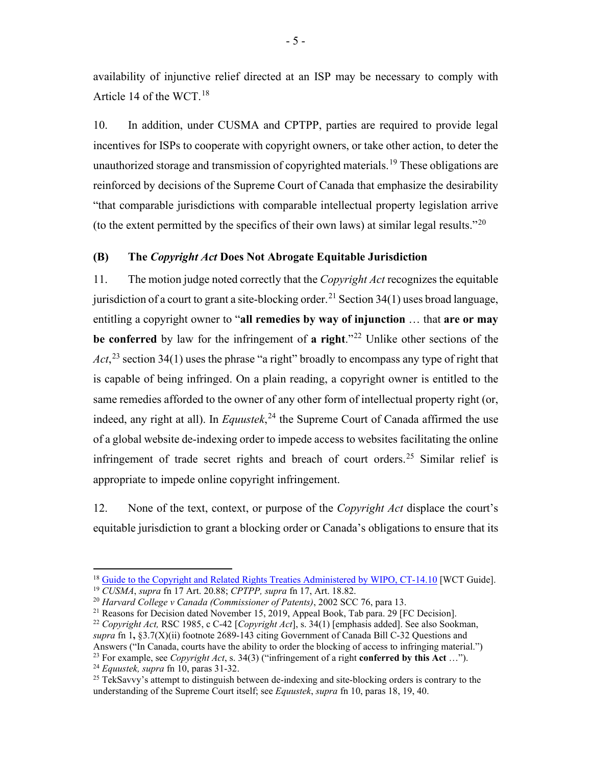availability of injunctive relief directed at an ISP may be necessary to comply with Article 14 of the WCT.[18]

10. In addition, under CUSMA and CPTPP, parties are required to provide legal incentives for ISPs to cooperate with copyright owners, or take other action, to deter the unauthorized storage and transmission of copyrighted materials.[19] These obligations are reinforced by decisions of the Supreme Court of Canada that emphasize the desirability "that comparable jurisdictions with comparable intellectual property legislation arrive (to the extent permitted by the specifics of their own laws) at similar legal results."[20]

### (B) The *Copyright Act* Does Not Abrogate Equitable Jurisdiction

11. The motion judge noted correctly that the *Copyright Act* recognizes the equitable jurisdiction of a court to grant a site-blocking order.[21] Section 34(1) uses broad language, entitling a copyright owner to "**all remedies by way of injunction** … that **are or may be conferred** by law for the infringement of **a right**."[22] Unlike other sections of the *Act*,[23] section 34(1) uses the phrase "a right" broadly to encompass any type of right that is capable of being infringed. On a plain reading, a copyright owner is entitled to the same remedies afforded to the owner of any other form of intellectual property right (or, indeed, any right at all). In *Equustek*,[24] the Supreme Court of Canada affirmed the use of a global website de-indexing order to impede access to websites facilitating the online infringement of trade secret rights and breach of court orders.[25] Similar relief is appropriate to impede online copyright infringement.

12. None of the text, context, or purpose of the *Copyright Act* displace the court's equitable jurisdiction to grant a blocking order or Canada's obligations to ensure that its

---

[18] Guide to the Copyright and Related Rights Treaties Administered by WIPO, CT-14.10 [WCT Guide].

[19] *CUSMA*, *supra* fn 17 Art. 20.88; *CPTPP, supra* fn 17, Art. 18.82.

[20] *Harvard College v Canada (Commissioner of Patents)*, 2002 SCC 76, para 13.

[21] Reasons for Decision dated November 15, 2019, Appeal Book, Tab para. 29 [FC Decision].

[22] *Copyright Act,* RSC 1985, c C-42 [*Copyright Act*], s. 34(1) [emphasis added]. See also Sookman, *supra* fn 1**,** §3.7(X)(ii) footnote 2689-143 citing Government of Canada Bill C-32 Questions and Answers ("In Canada, courts have the ability to order the blocking of access to infringing material.")

[23] For example, see *Copyright Act*, s. 34(3) ("infringement of a right **conferred by this Act** …").

[24] *Equustek, supra* fn 10, paras 31-32.

[25] TekSavvy's attempt to distinguish between de-indexing and site-blocking orders is contrary to the understanding of the Supreme Court itself; see *Equustek*, *supra* fn 10, paras 18, 19, 40.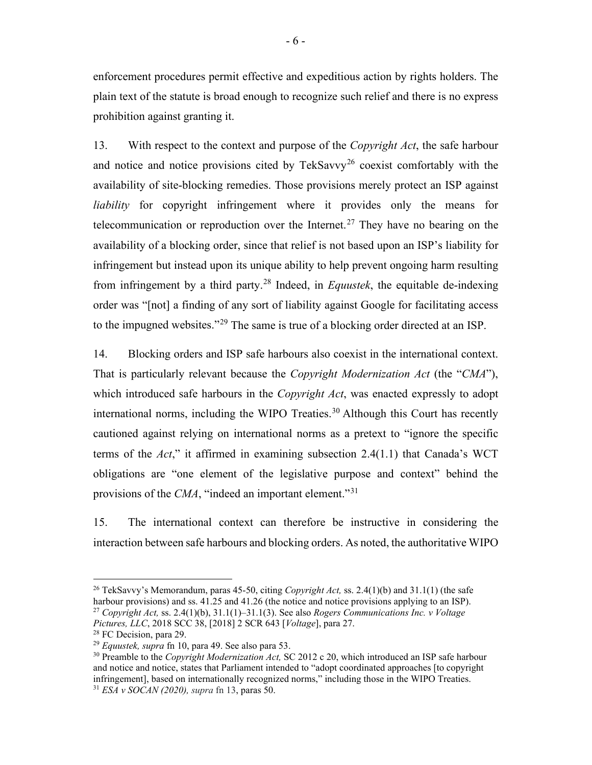enforcement procedures permit effective and expeditious action by rights holders. The plain text of the statute is broad enough to recognize such relief and there is no express prohibition against granting it.

13. With respect to the context and purpose of the *Copyright Act*, the safe harbour and notice and notice provisions cited by TekSavvy[26] coexist comfortably with the availability of site-blocking remedies. Those provisions merely protect an ISP against *liability* for copyright infringement where it provides only the means for telecommunication or reproduction over the Internet.[27] They have no bearing on the availability of a blocking order, since that relief is not based upon an ISP's liability for infringement but instead upon its unique ability to help prevent ongoing harm resulting from infringement by a third party.[28] Indeed, in *Equustek*, the equitable de-indexing order was "[not] a finding of any sort of liability against Google for facilitating access to the impugned websites."[29] The same is true of a blocking order directed at an ISP.

14. Blocking orders and ISP safe harbours also coexist in the international context. That is particularly relevant because the *Copyright Modernization Act* (the "*CMA*"), which introduced safe harbours in the *Copyright Act*, was enacted expressly to adopt international norms, including the WIPO Treaties.[30] Although this Court has recently cautioned against relying on international norms as a pretext to "ignore the specific terms of the *Act*," it affirmed in examining subsection 2.4(1.1) that Canada's WCT obligations are "one element of the legislative purpose and context" behind the provisions of the *CMA*, "indeed an important element."[31]

15. The international context can therefore be instructive in considering the interaction between safe harbours and blocking orders. As noted, the authoritative WIPO

---

[26] TekSavvy's Memorandum, paras 45-50, citing *Copyright Act,* ss. 2.4(1)(b) and 31.1(1) (the safe harbour provisions) and ss. 41.25 and 41.26 (the notice and notice provisions applying to an ISP).

[27] *Copyright Act,* ss. 2.4(1)(b), 31.1(1)–31.1(3). See also *Rogers Communications Inc. v Voltage Pictures, LLC*, 2018 SCC 38, [2018] 2 SCR 643 [*Voltage*], para 27.

[28] FC Decision, para 29.

[29] *Equustek, supra* fn 10, para 49. See also para 53.

[30] Preamble to the *Copyright Modernization Act,* SC 2012 c 20, which introduced an ISP safe harbour and notice and notice, states that Parliament intended to "adopt coordinated approaches [to copyright infringement], based on internationally recognized norms," including those in the WIPO Treaties.

[31] *ESA v SOCAN (2020), supra* fn 13, paras 50.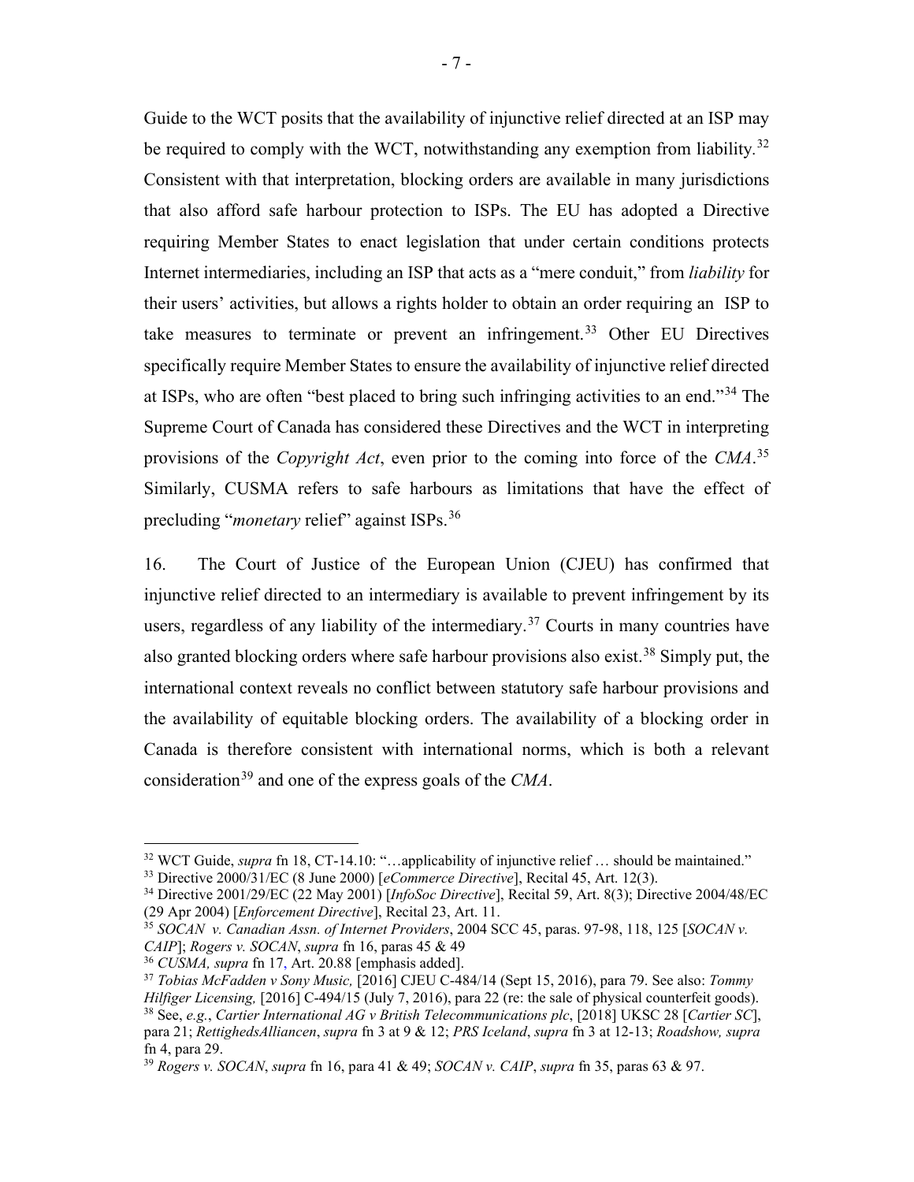Guide to the WCT posits that the availability of injunctive relief directed at an ISP may be required to comply with the WCT, notwithstanding any exemption from liability.[32] Consistent with that interpretation, blocking orders are available in many jurisdictions that also afford safe harbour protection to ISPs. The EU has adopted a Directive requiring Member States to enact legislation that under certain conditions protects Internet intermediaries, including an ISP that acts as a "mere conduit," from *liability* for their users' activities, but allows a rights holder to obtain an order requiring an ISP to take measures to terminate or prevent an infringement.[33] Other EU Directives specifically require Member States to ensure the availability of injunctive relief directed at ISPs, who are often "best placed to bring such infringing activities to an end."[34] The Supreme Court of Canada has considered these Directives and the WCT in interpreting provisions of the *Copyright Act*, even prior to the coming into force of the *CMA*.[35] Similarly, CUSMA refers to safe harbours as limitations that have the effect of precluding "*monetary* relief" against ISPs.[36]

16. The Court of Justice of the European Union (CJEU) has confirmed that injunctive relief directed to an intermediary is available to prevent infringement by its users, regardless of any liability of the intermediary.[37] Courts in many countries have also granted blocking orders where safe harbour provisions also exist.[38] Simply put, the international context reveals no conflict between statutory safe harbour provisions and the availability of equitable blocking orders. The availability of a blocking order in Canada is therefore consistent with international norms, which is both a relevant consideration[39] and one of the express goals of the *CMA*.

---

[32] WCT Guide, *supra* fn 18, CT-14.10: "…applicability of injunctive relief … should be maintained."

[33] Directive 2000/31/EC (8 June 2000) [*eCommerce Directive*], Recital 45, Art. 12(3).

[34] Directive 2001/29/EC (22 May 2001) [*InfoSoc Directive*], Recital 59, Art. 8(3); Directive 2004/48/EC (29 Apr 2004) [*Enforcement Directive*], Recital 23, Art. 11.

[35] *SOCAN v. Canadian Assn. of Internet Providers*, 2004 SCC 45, paras. 97-98, 118, 125 [*SOCAN v. CAIP*]; *Rogers v. SOCAN*, *supra* fn 16, paras 45 & 49

[36] *CUSMA, supra* fn 17, Art. 20.88 [emphasis added].

[37] *Tobias McFadden v Sony Music,* [2016] CJEU C-484/14 (Sept 15, 2016), para 79. See also: *Tommy Hilfiger Licensing,* [2016] C-494/15 (July 7, 2016), para 22 (re: the sale of physical counterfeit goods).

[38] See, *e.g.*, *Cartier International AG v British Telecommunications plc*, [2018] UKSC 28 [*Cartier SC*], para 21; *RettighedsAlliancen*, *supra* fn 3 at 9 & 12; *PRS Iceland*, *supra* fn 3 at 12-13; *Roadshow, supra* fn 4, para 29.

[39] *Rogers v. SOCAN*, *supra* fn 16, para 41 & 49; *SOCAN v. CAIP*, *supra* fn 35, paras 63 & 97.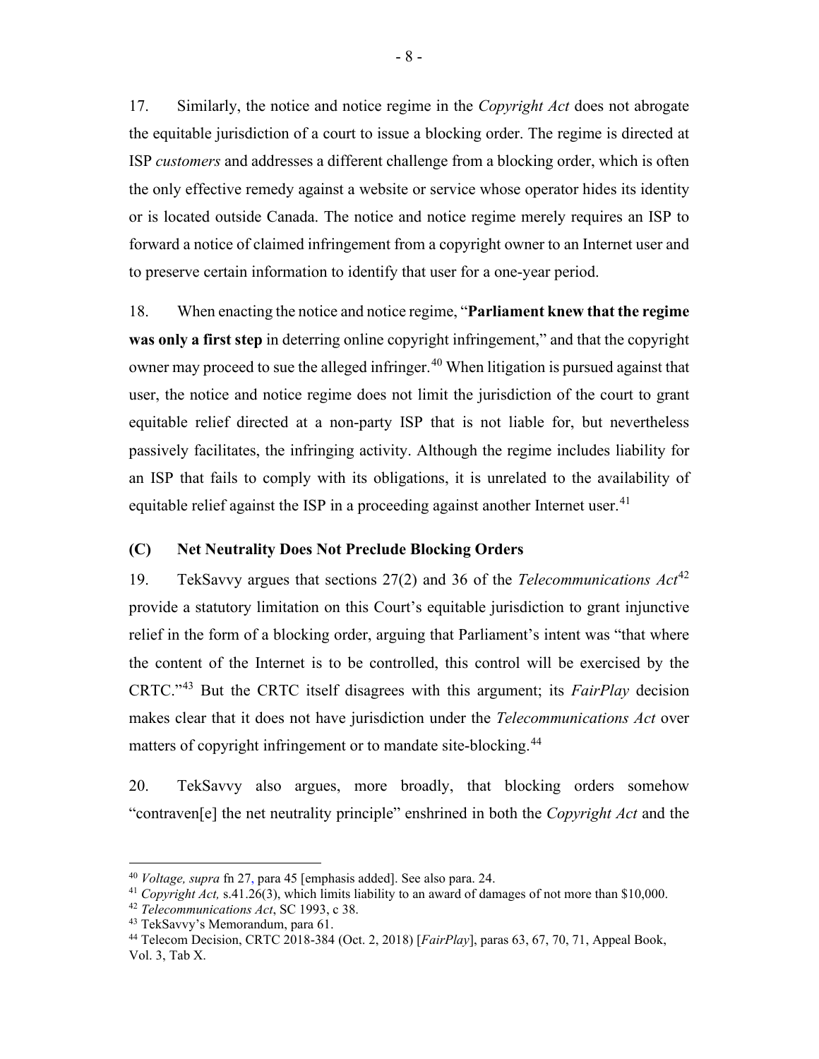17. Similarly, the notice and notice regime in the *Copyright Act* does not abrogate the equitable jurisdiction of a court to issue a blocking order. The regime is directed at ISP *customers* and addresses a different challenge from a blocking order, which is often the only effective remedy against a website or service whose operator hides its identity or is located outside Canada. The notice and notice regime merely requires an ISP to forward a notice of claimed infringement from a copyright owner to an Internet user and to preserve certain information to identify that user for a one-year period.

18. When enacting the notice and notice regime, "**Parliament knew that the regime was only a first step** in deterring online copyright infringement," and that the copyright owner may proceed to sue the alleged infringer.[40] When litigation is pursued against that user, the notice and notice regime does not limit the jurisdiction of the court to grant equitable relief directed at a non-party ISP that is not liable for, but nevertheless passively facilitates, the infringing activity. Although the regime includes liability for an ISP that fails to comply with its obligations, it is unrelated to the availability of equitable relief against the ISP in a proceeding against another Internet user.[41]

### (C) Net Neutrality Does Not Preclude Blocking Orders

19. TekSavvy argues that sections 27(2) and 36 of the *Telecommunications Act*[42] provide a statutory limitation on this Court's equitable jurisdiction to grant injunctive relief in the form of a blocking order, arguing that Parliament's intent was "that where the content of the Internet is to be controlled, this control will be exercised by the CRTC."[43] But the CRTC itself disagrees with this argument; its *FairPlay* decision makes clear that it does not have jurisdiction under the *Telecommunications Act* over matters of copyright infringement or to mandate site-blocking.[44]

20. TekSavvy also argues, more broadly, that blocking orders somehow "contraven[e] the net neutrality principle" enshrined in both the *Copyright Act* and the

---

[40] *Voltage, supra* fn 27, para 45 [emphasis added]. See also para. 24.

[41] *Copyright Act,* s.41.26(3), which limits liability to an award of damages of not more than $10,000.

[42] *Telecommunications Act*, SC 1993, c 38.

[43] TekSavvy's Memorandum, para 61.

[44] Telecom Decision, CRTC 2018-384 (Oct. 2, 2018) [*FairPlay*], paras 63, 67, 70, 71, Appeal Book, Vol. 3, Tab X.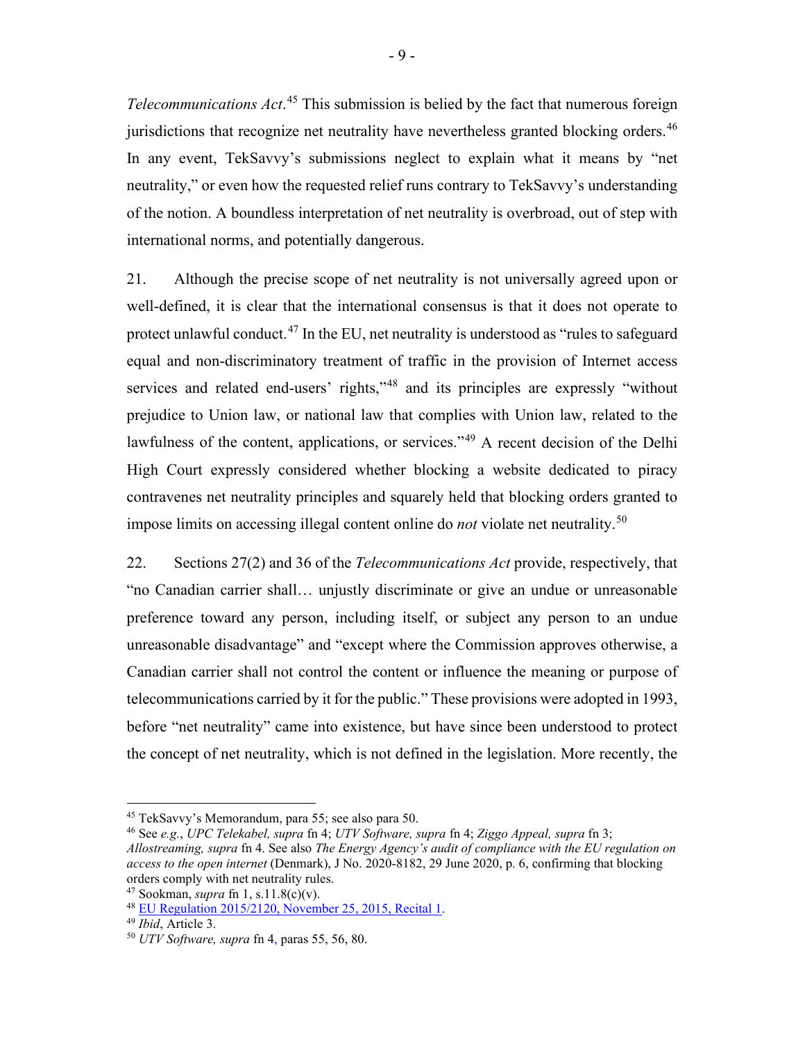*Telecommunications Act*.[45] This submission is belied by the fact that numerous foreign jurisdictions that recognize net neutrality have nevertheless granted blocking orders.[46] In any event, TekSavvy's submissions neglect to explain what it means by "net neutrality," or even how the requested relief runs contrary to TekSavvy's understanding of the notion. A boundless interpretation of net neutrality is overbroad, out of step with international norms, and potentially dangerous.

21. Although the precise scope of net neutrality is not universally agreed upon or well-defined, it is clear that the international consensus is that it does not operate to protect unlawful conduct.[47] In the EU, net neutrality is understood as "rules to safeguard equal and non-discriminatory treatment of traffic in the provision of Internet access services and related end-users' rights,"[48] and its principles are expressly "without prejudice to Union law, or national law that complies with Union law, related to the lawfulness of the content, applications, or services."[49] A recent decision of the Delhi High Court expressly considered whether blocking a website dedicated to piracy contravenes net neutrality principles and squarely held that blocking orders granted to impose limits on accessing illegal content online do *not* violate net neutrality.[50]

22. Sections 27(2) and 36 of the *Telecommunications Act* provide, respectively, that "no Canadian carrier shall… unjustly discriminate or give an undue or unreasonable preference toward any person, including itself, or subject any person to an undue unreasonable disadvantage" and "except where the Commission approves otherwise, a Canadian carrier shall not control the content or influence the meaning or purpose of telecommunications carried by it for the public." These provisions were adopted in 1993, before "net neutrality" came into existence, but have since been understood to protect the concept of net neutrality, which is not defined in the legislation. More recently, the

---

[45] TekSavvy's Memorandum, para 55; see also para 50.

[46] See *e.g.*, *UPC Telekabel, supra* fn 4; *UTV Software, supra* fn 4; *Ziggo Appeal, supra* fn 3; *Allostreaming, supra* fn 4. See also *The Energy Agency's audit of compliance with the EU regulation on access to the open internet* (Denmark), J No. 2020-8182, 29 June 2020, p. 6, confirming that blocking orders comply with net neutrality rules.

[47] Sookman, *supra* fn 1, s.11.8(c)(v).

[48] EU Regulation 2015/2120, November 25, 2015, Recital 1.

[49] *Ibid*, Article 3.

[50] *UTV Software, supra* fn 4, paras 55, 56, 80.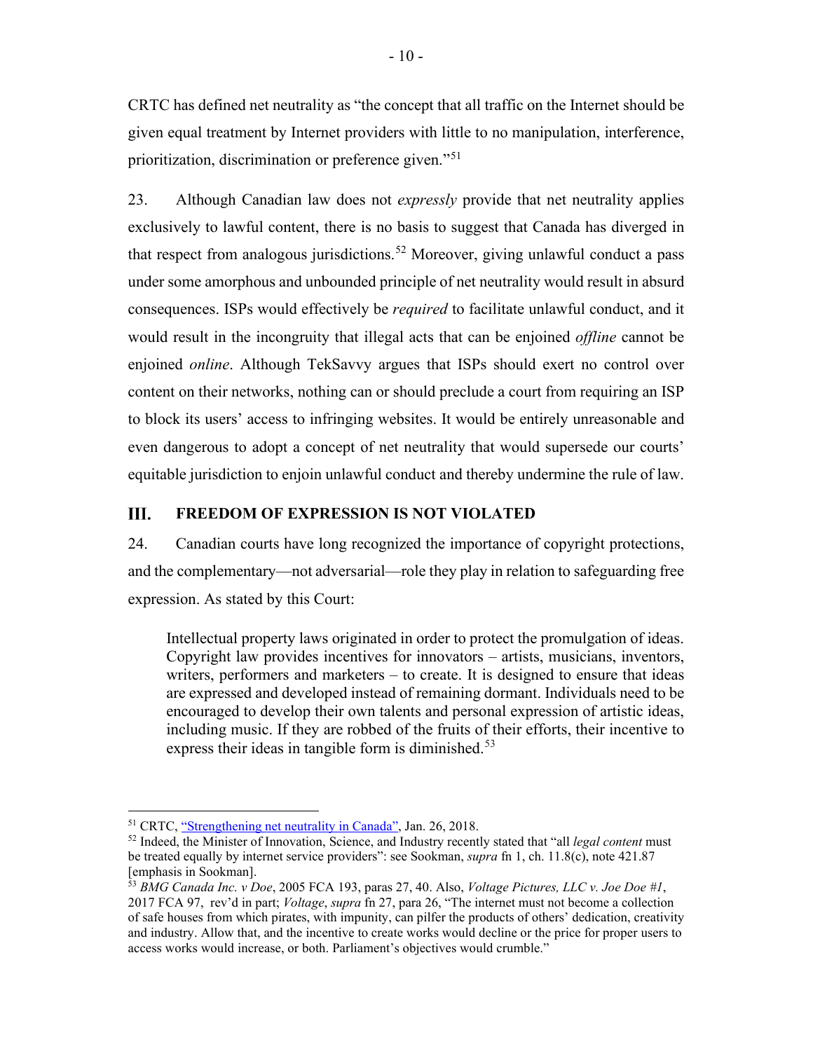CRTC has defined net neutrality as "the concept that all traffic on the Internet should be given equal treatment by Internet providers with little to no manipulation, interference, prioritization, discrimination or preference given."[51]

23. Although Canadian law does not *expressly* provide that net neutrality applies exclusively to lawful content, there is no basis to suggest that Canada has diverged in that respect from analogous jurisdictions.[52] Moreover, giving unlawful conduct a pass under some amorphous and unbounded principle of net neutrality would result in absurd consequences. ISPs would effectively be *required* to facilitate unlawful conduct, and it would result in the incongruity that illegal acts that can be enjoined *offline* cannot be enjoined *online*. Although TekSavvy argues that ISPs should exert no control over content on their networks, nothing can or should preclude a court from requiring an ISP to block its users' access to infringing websites. It would be entirely unreasonable and even dangerous to adopt a concept of net neutrality that would supersede our courts' equitable jurisdiction to enjoin unlawful conduct and thereby undermine the rule of law.

## III. FREEDOM OF EXPRESSION IS NOT VIOLATED

24. Canadian courts have long recognized the importance of copyright protections, and the complementary—not adversarial—role they play in relation to safeguarding free expression. As stated by this Court:

> Intellectual property laws originated in order to protect the promulgation of ideas. Copyright law provides incentives for innovators – artists, musicians, inventors, writers, performers and marketers – to create. It is designed to ensure that ideas are expressed and developed instead of remaining dormant. Individuals need to be encouraged to develop their own talents and personal expression of artistic ideas, including music. If they are robbed of the fruits of their efforts, their incentive to express their ideas in tangible form is diminished.[53]

---

[51] CRTC, "Strengthening net neutrality in Canada", Jan. 26, 2018.

[52] Indeed, the Minister of Innovation, Science, and Industry recently stated that "all *legal content* must be treated equally by internet service providers": see Sookman, *supra* fn 1, ch. 11.8(c), note 421.87 [emphasis in Sookman].

[53] *BMG Canada Inc. v Doe*, 2005 FCA 193, paras 27, 40. Also, *Voltage Pictures, LLC v. Joe Doe #1*, 2017 FCA 97, rev'd in part; *Voltage*, *supra* fn 27, para 26, "The internet must not become a collection of safe houses from which pirates, with impunity, can pilfer the products of others' dedication, creativity and industry. Allow that, and the incentive to create works would decline or the price for proper users to access works would increase, or both. Parliament's objectives would crumble."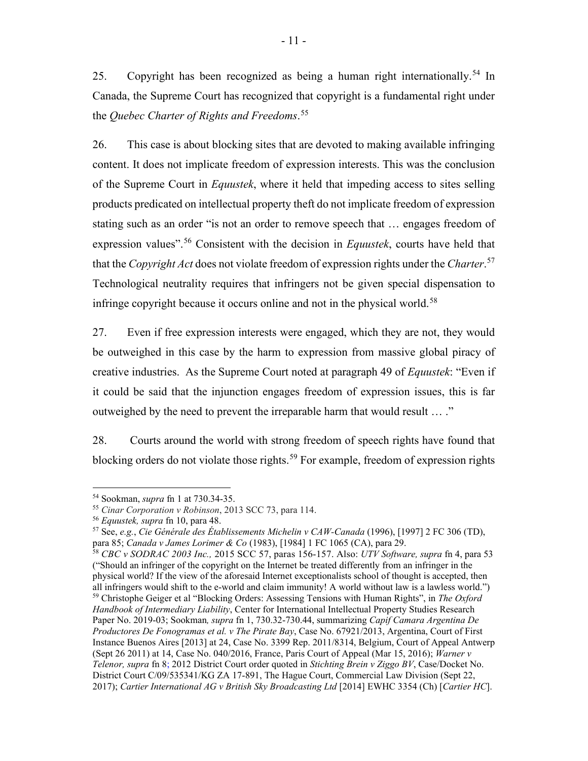25. Copyright has been recognized as being a human right internationally.[54] In Canada, the Supreme Court has recognized that copyright is a fundamental right under the *Quebec Charter of Rights and Freedoms*.[55]

26. This case is about blocking sites that are devoted to making available infringing content. It does not implicate freedom of expression interests. This was the conclusion of the Supreme Court in *Equustek*, where it held that impeding access to sites selling products predicated on intellectual property theft do not implicate freedom of expression stating such as an order "is not an order to remove speech that … engages freedom of expression values".[56] Consistent with the decision in *Equustek*, courts have held that that the *Copyright Act* does not violate freedom of expression rights under the *Charter*.[57] Technological neutrality requires that infringers not be given special dispensation to infringe copyright because it occurs online and not in the physical world.[58]

27. Even if free expression interests were engaged, which they are not, they would be outweighed in this case by the harm to expression from massive global piracy of creative industries. As the Supreme Court noted at paragraph 49 of *Equustek*: "Even if it could be said that the injunction engages freedom of expression issues, this is far outweighed by the need to prevent the irreparable harm that would result … ."

28. Courts around the world with strong freedom of speech rights have found that blocking orders do not violate those rights.[59] For example, freedom of expression rights

---

[54] Sookman, *supra* fn 1 at 730.34-35.

[55] *Cinar Corporation v Robinson*, 2013 SCC 73, para 114.

[56] *Equustek, supra* fn 10, para 48.

[57] See, *e.g.*, *Cie Générale des Établissements Michelin v CAW-Canada* (1996), [1997] 2 FC 306 (TD), para 85; *Canada v James Lorimer & Co* (1983), [1984] 1 FC 1065 (CA), para 29.

[58] *CBC v SODRAC 2003 Inc.,* 2015 SCC 57, paras 156-157. Also: *UTV Software, supra* fn 4, para 53 ("Should an infringer of the copyright on the Internet be treated differently from an infringer in the physical world? If the view of the aforesaid Internet exceptionalists school of thought is accepted, then all infringers would shift to the e-world and claim immunity! A world without law is a lawless world.")

[59] Christophe Geiger et al "Blocking Orders: Assessing Tensions with Human Rights", in *The Oxford Handbook of Intermediary Liability*, Center for International Intellectual Property Studies Research Paper No. 2019-03; Sookman*, supra* fn 1, 730.32-730.44, summarizing *Capif Camara Argentina De Productores De Fonogramas et al. v The Pirate Bay*, Case No. 67921/2013, Argentina, Court of First Instance Buenos Aires [2013] at 24, Case No. 3399 Rep. 2011/8314, Belgium, Court of Appeal Antwerp (Sept 26 2011) at 14, Case No. 040/2016, France, Paris Court of Appeal (Mar 15, 2016); *Warner v Telenor, supra* fn 8; 2012 District Court order quoted in *Stichting Brein v Ziggo BV*, Case/Docket No. District Court C/09/535341/KG ZA 17-891, The Hague Court, Commercial Law Division (Sept 22, 2017); *Cartier International AG v British Sky Broadcasting Ltd* [2014] EWHC 3354 (Ch) [*Cartier HC*].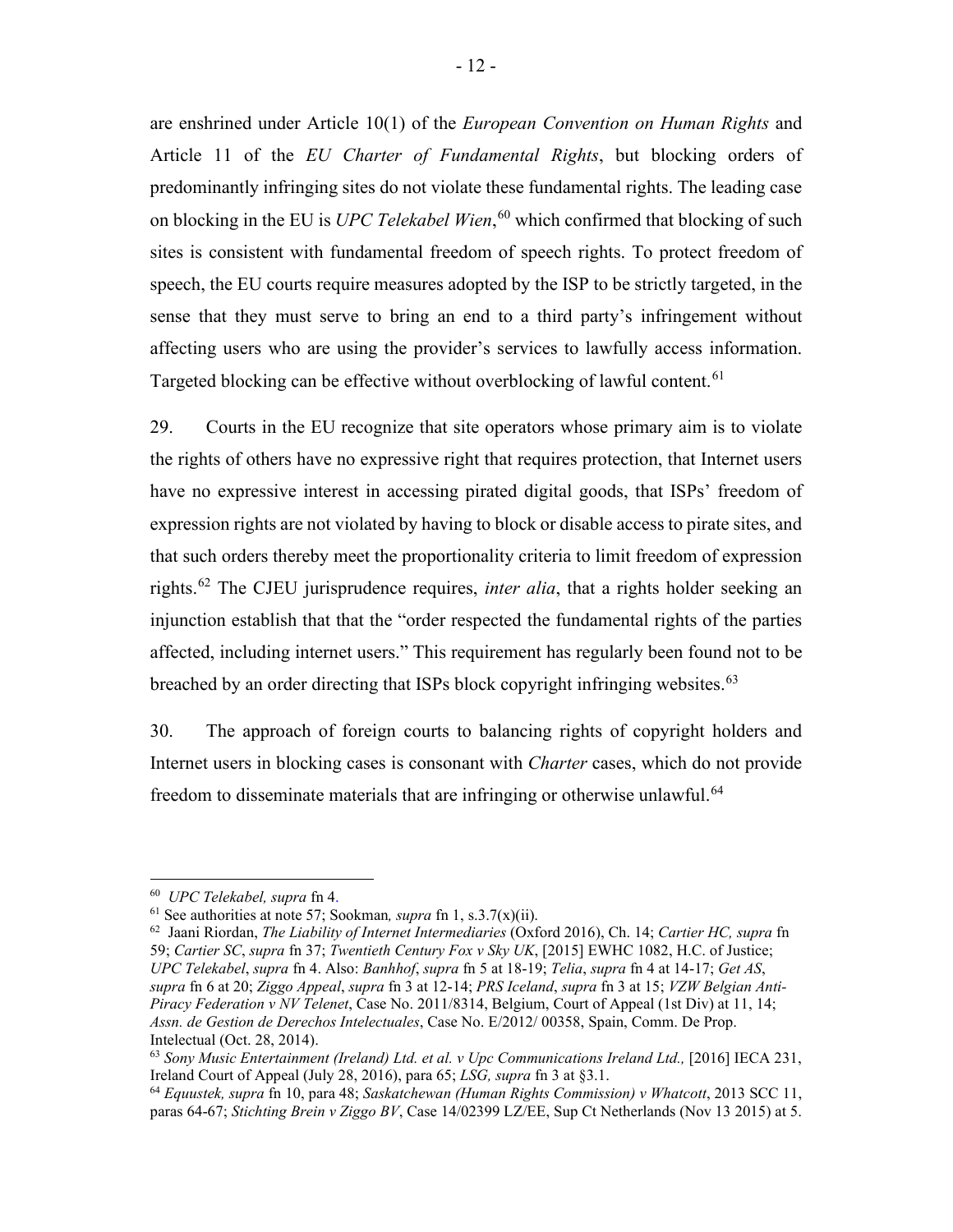are enshrined under Article 10(1) of the *European Convention on Human Rights* and Article 11 of the *EU Charter of Fundamental Rights*, but blocking orders of predominantly infringing sites do not violate these fundamental rights. The leading case on blocking in the EU is *UPC Telekabel Wien*,[60] which confirmed that blocking of such sites is consistent with fundamental freedom of speech rights. To protect freedom of speech, the EU courts require measures adopted by the ISP to be strictly targeted, in the sense that they must serve to bring an end to a third party's infringement without affecting users who are using the provider's services to lawfully access information. Targeted blocking can be effective without overblocking of lawful content.[61]

29. Courts in the EU recognize that site operators whose primary aim is to violate the rights of others have no expressive right that requires protection, that Internet users have no expressive interest in accessing pirated digital goods, that ISPs' freedom of expression rights are not violated by having to block or disable access to pirate sites, and that such orders thereby meet the proportionality criteria to limit freedom of expression rights.[62] The CJEU jurisprudence requires, *inter alia*, that a rights holder seeking an injunction establish that that the "order respected the fundamental rights of the parties affected, including internet users." This requirement has regularly been found not to be breached by an order directing that ISPs block copyright infringing websites.[63]

30. The approach of foreign courts to balancing rights of copyright holders and Internet users in blocking cases is consonant with *Charter* cases, which do not provide freedom to disseminate materials that are infringing or otherwise unlawful.[64]

---

[60] *UPC Telekabel, supra* fn 4.

[61] See authorities at note 57; Sookman*, supra* fn 1, s.3.7(x)(ii).

[62] Jaani Riordan, *The Liability of Internet Intermediaries* (Oxford 2016), Ch. 14; *Cartier HC, supra* fn 59; *Cartier SC*, *supra* fn 37; *Twentieth Century Fox v Sky UK*, [2015] EWHC 1082, H.C. of Justice; *UPC Telekabel*, *supra* fn 4. Also: *Banhhof*, *supra* fn 5 at 18-19; *Telia*, *supra* fn 4 at 14-17; *Get AS*, *supra* fn 6 at 20; *Ziggo Appeal*, *supra* fn 3 at 12-14; *PRS Iceland*, *supra* fn 3 at 15; *VZW Belgian Anti-Piracy Federation v NV Telenet*, Case No. 2011/8314, Belgium, Court of Appeal (1st Div) at 11, 14; *Assn. de Gestion de Derechos Intelectuales*, Case No. E/2012/ 00358, Spain, Comm. De Prop. Intelectual (Oct. 28, 2014).

[63] *Sony Music Entertainment (Ireland) Ltd. et al. v Upc Communications Ireland Ltd.,* [2016] IECA 231, Ireland Court of Appeal (July 28, 2016), para 65; *LSG, supra* fn 3 at §3.1.

[64] *Equustek, supra* fn 10, para 48; *Saskatchewan (Human Rights Commission) v Whatcott*, 2013 SCC 11, paras 64-67; *Stichting Brein v Ziggo BV*, Case 14/02399 LZ/EE, Sup Ct Netherlands (Nov 13 2015) at 5.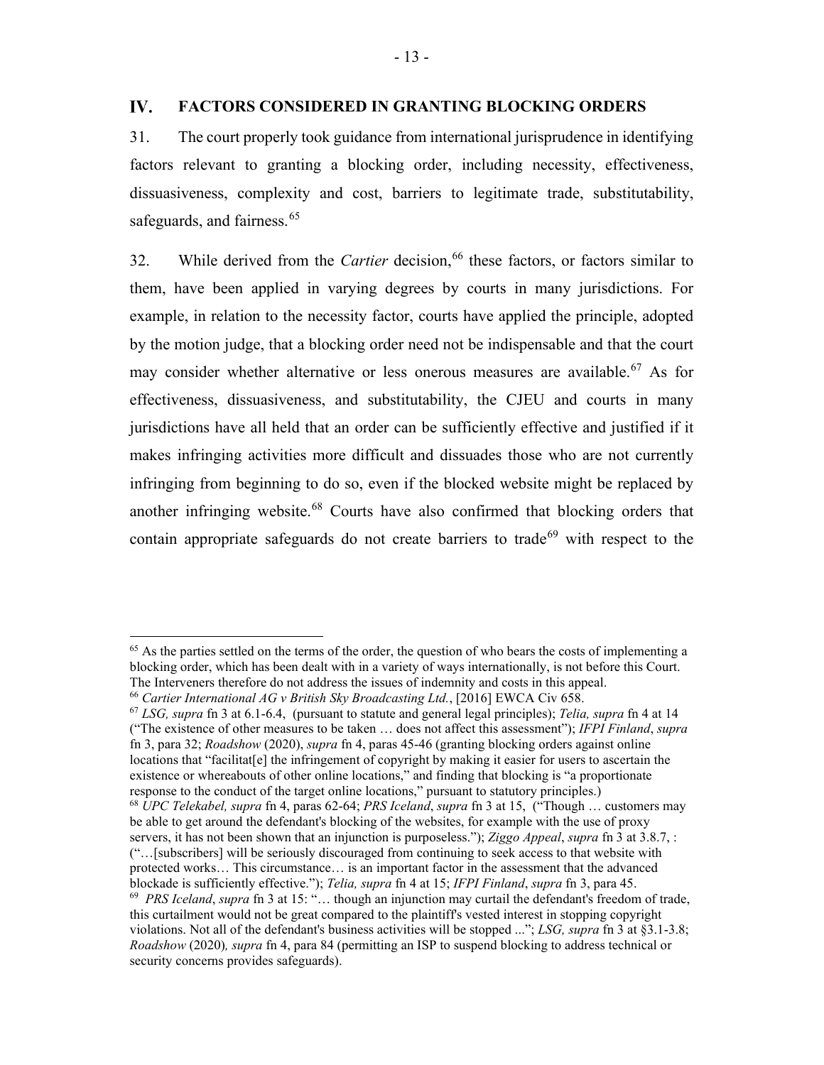## IV. FACTORS CONSIDERED IN GRANTING BLOCKING ORDERS

31. The court properly took guidance from international jurisprudence in identifying factors relevant to granting a blocking order, including necessity, effectiveness, dissuasiveness, complexity and cost, barriers to legitimate trade, substitutability, safeguards, and fairness.[65]

32. While derived from the *Cartier* decision,[66] these factors, or factors similar to them, have been applied in varying degrees by courts in many jurisdictions. For example, in relation to the necessity factor, courts have applied the principle, adopted by the motion judge, that a blocking order need not be indispensable and that the court may consider whether alternative or less onerous measures are available.[67] As for effectiveness, dissuasiveness, and substitutability, the CJEU and courts in many jurisdictions have all held that an order can be sufficiently effective and justified if it makes infringing activities more difficult and dissuades those who are not currently infringing from beginning to do so, even if the blocked website might be replaced by another infringing website.[68] Courts have also confirmed that blocking orders that contain appropriate safeguards do not create barriers to trade[69] with respect to the

---

[65] As the parties settled on the terms of the order, the question of who bears the costs of implementing a blocking order, which has been dealt with in a variety of ways internationally, is not before this Court. The Interveners therefore do not address the issues of indemnity and costs in this appeal.

[66] *Cartier International AG v British Sky Broadcasting Ltd.*, [2016] EWCA Civ 658.

[67] *LSG, supra* fn 3 at 6.1-6.4, (pursuant to statute and general legal principles); *Telia, supra* fn 4 at 14 ("The existence of other measures to be taken … does not affect this assessment"); *IFPI Finland*, *supra* fn 3, para 32; *Roadshow* (2020), *supra* fn 4, paras 45-46 (granting blocking orders against online locations that "facilitat[e] the infringement of copyright by making it easier for users to ascertain the existence or whereabouts of other online locations," and finding that blocking is "a proportionate response to the conduct of the target online locations," pursuant to statutory principles.)

[68] *UPC Telekabel, supra* fn 4, paras 62-64; *PRS Iceland*, *supra* fn 3 at 15, ("Though … customers may be able to get around the defendant's blocking of the websites, for example with the use of proxy servers, it has not been shown that an injunction is purposeless."); *Ziggo Appeal*, *supra* fn 3 at 3.8.7, : ("…[subscribers] will be seriously discouraged from continuing to seek access to that website with protected works… This circumstance… is an important factor in the assessment that the advanced blockade is sufficiently effective."); *Telia, supra* fn 4 at 15; *IFPI Finland*, *supra* fn 3, para 45.

[69] *PRS Iceland*, *supra* fn 3 at 15: "… though an injunction may curtail the defendant's freedom of trade, this curtailment would not be great compared to the plaintiff's vested interest in stopping copyright violations. Not all of the defendant's business activities will be stopped ..."; *LSG, supra* fn 3 at §3.1-3.8; *Roadshow* (2020)*, supra* fn 4, para 84 (permitting an ISP to suspend blocking to address technical or security concerns provides safeguards).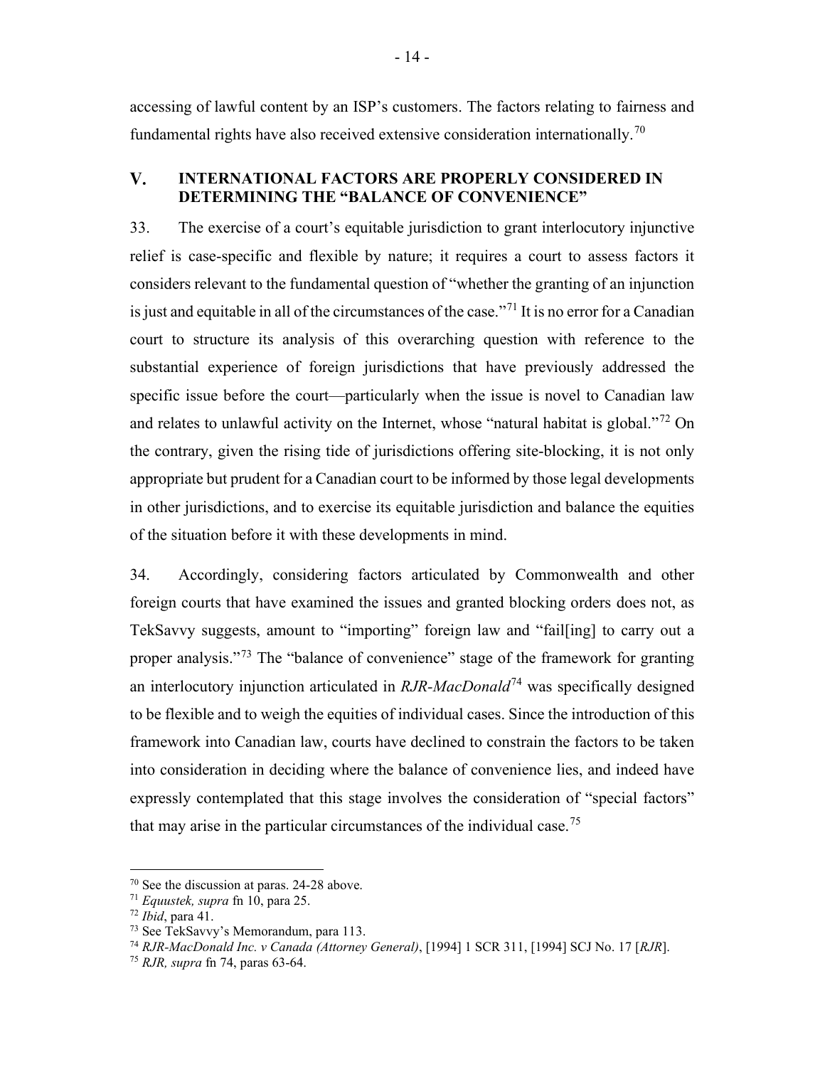accessing of lawful content by an ISP's customers. The factors relating to fairness and fundamental rights have also received extensive consideration internationally.[70]

## V. INTERNATIONAL FACTORS ARE PROPERLY CONSIDERED IN DETERMINING THE "BALANCE OF CONVENIENCE"

33. The exercise of a court's equitable jurisdiction to grant interlocutory injunctive relief is case-specific and flexible by nature; it requires a court to assess factors it considers relevant to the fundamental question of "whether the granting of an injunction is just and equitable in all of the circumstances of the case."[71] It is no error for a Canadian court to structure its analysis of this overarching question with reference to the substantial experience of foreign jurisdictions that have previously addressed the specific issue before the court—particularly when the issue is novel to Canadian law and relates to unlawful activity on the Internet, whose "natural habitat is global."[72] On the contrary, given the rising tide of jurisdictions offering site-blocking, it is not only appropriate but prudent for a Canadian court to be informed by those legal developments in other jurisdictions, and to exercise its equitable jurisdiction and balance the equities of the situation before it with these developments in mind.

34. Accordingly, considering factors articulated by Commonwealth and other foreign courts that have examined the issues and granted blocking orders does not, as TekSavvy suggests, amount to "importing" foreign law and "fail[ing] to carry out a proper analysis."[73] The "balance of convenience" stage of the framework for granting an interlocutory injunction articulated in *RJR-MacDonald*[74] was specifically designed to be flexible and to weigh the equities of individual cases. Since the introduction of this framework into Canadian law, courts have declined to constrain the factors to be taken into consideration in deciding where the balance of convenience lies, and indeed have expressly contemplated that this stage involves the consideration of "special factors" that may arise in the particular circumstances of the individual case.[75]

---

[70] See the discussion at paras. 24-28 above.
[71] *Equustek, supra* fn 10, para 25.
[72] *Ibid*, para 41.
[73] See TekSavvy's Memorandum, para 113.
[74] *RJR-MacDonald Inc. v Canada (Attorney General)*, [1994] 1 SCR 311, [1994] SCJ No. 17 [*RJR*].
[75] *RJR, supra* fn 74, paras 63-64.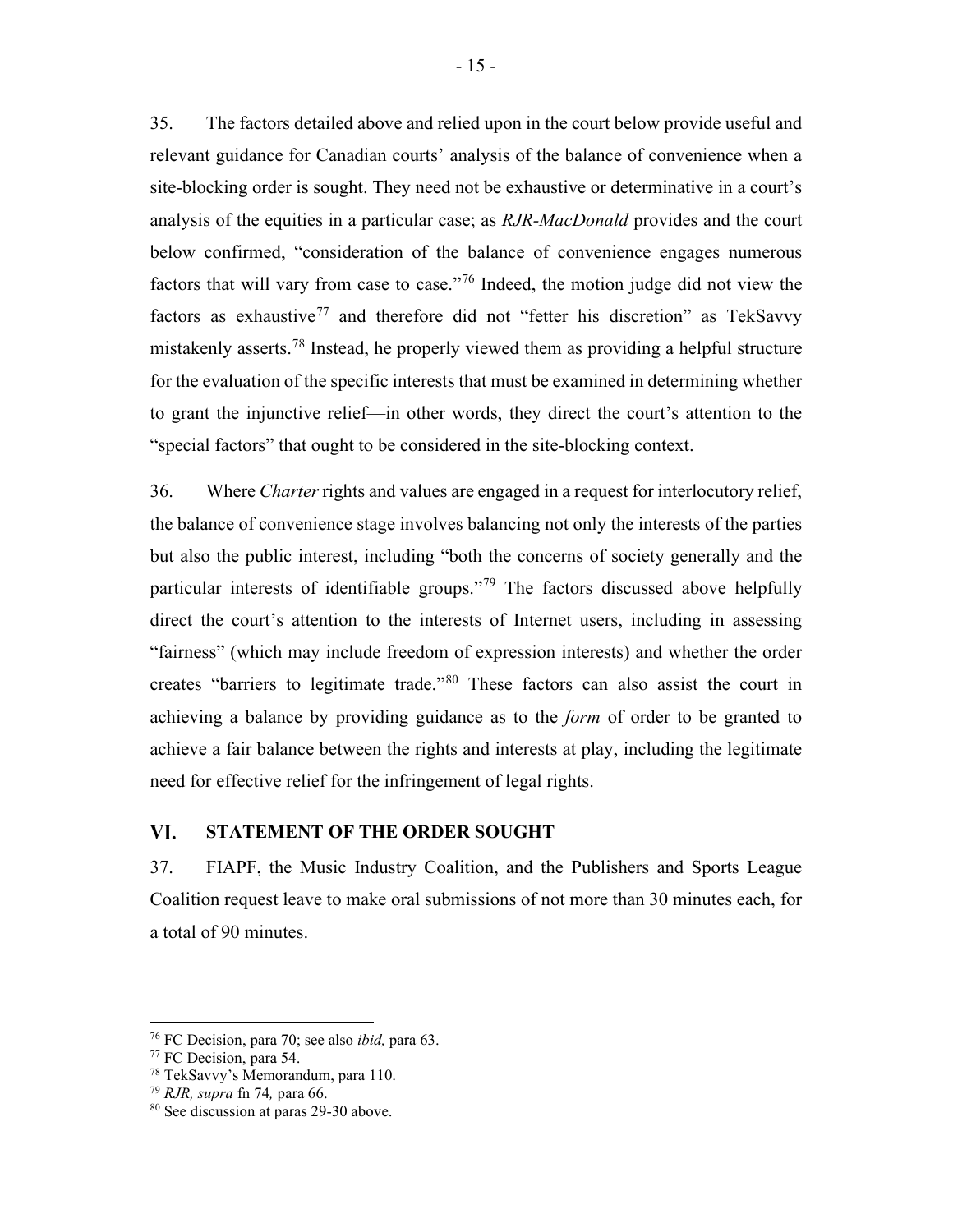35. The factors detailed above and relied upon in the court below provide useful and relevant guidance for Canadian courts' analysis of the balance of convenience when a site-blocking order is sought. They need not be exhaustive or determinative in a court's analysis of the equities in a particular case; as *RJR-MacDonald* provides and the court below confirmed, "consideration of the balance of convenience engages numerous factors that will vary from case to case."[76] Indeed, the motion judge did not view the factors as exhaustive[77] and therefore did not "fetter his discretion" as TekSavvy mistakenly asserts.[78] Instead, he properly viewed them as providing a helpful structure for the evaluation of the specific interests that must be examined in determining whether to grant the injunctive relief—in other words, they direct the court's attention to the "special factors" that ought to be considered in the site-blocking context.

36. Where *Charter* rights and values are engaged in a request for interlocutory relief, the balance of convenience stage involves balancing not only the interests of the parties but also the public interest, including "both the concerns of society generally and the particular interests of identifiable groups."[79] The factors discussed above helpfully direct the court's attention to the interests of Internet users, including in assessing "fairness" (which may include freedom of expression interests) and whether the order creates "barriers to legitimate trade."[80] These factors can also assist the court in achieving a balance by providing guidance as to the *form* of order to be granted to achieve a fair balance between the rights and interests at play, including the legitimate need for effective relief for the infringement of legal rights.

## VI. STATEMENT OF THE ORDER SOUGHT

37. FIAPF, the Music Industry Coalition, and the Publishers and Sports League Coalition request leave to make oral submissions of not more than 30 minutes each, for a total of 90 minutes.

---

[76] FC Decision, para 70; see also *ibid,* para 63.

[77] FC Decision, para 54.

[78] TekSavvy's Memorandum, para 110.

[79] *RJR, supra* fn 74*,* para 66.

[80] See discussion at paras 29-30 above.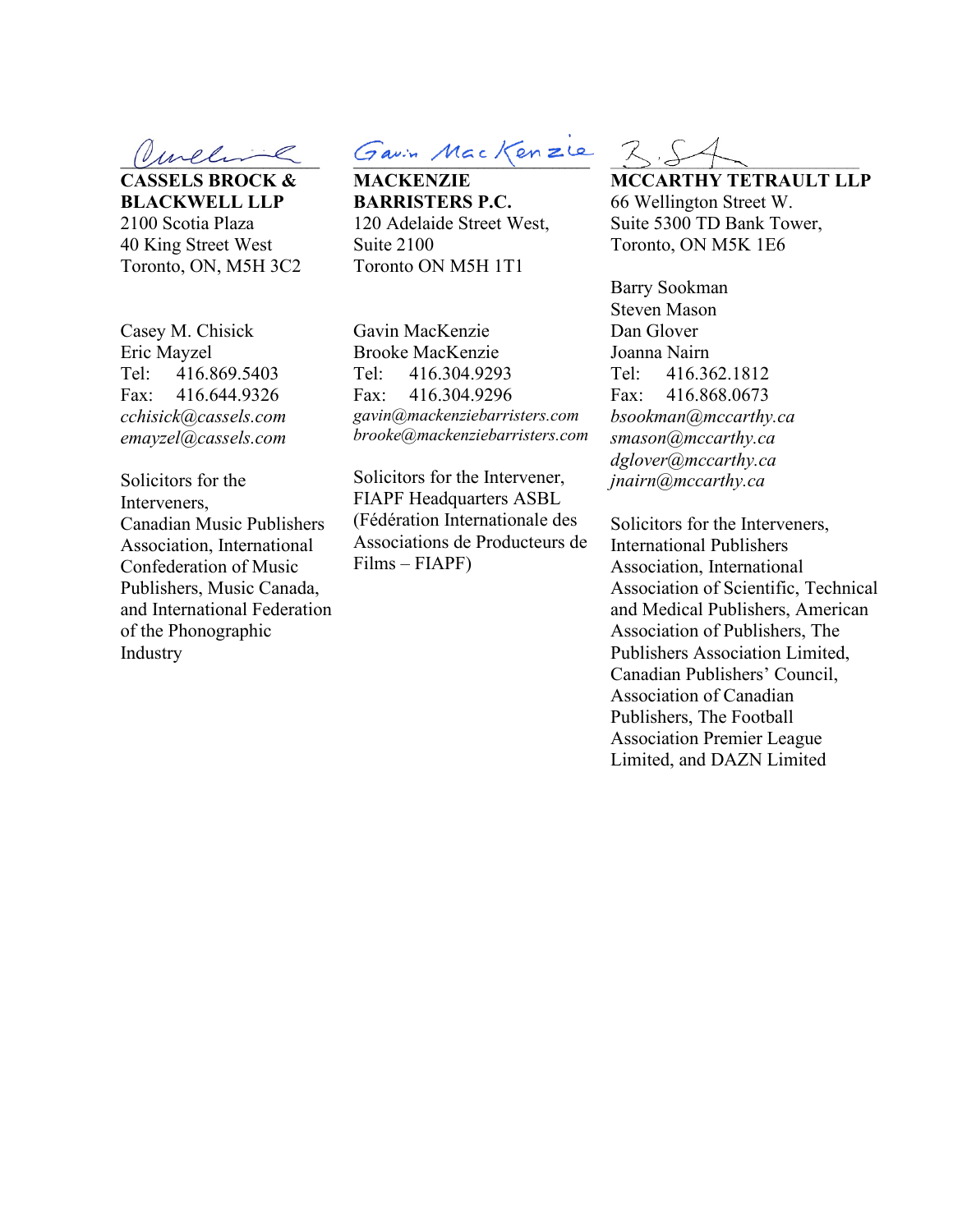**CASSELS BROCK & BLACKWELL LLP**
2100 Scotia Plaza
40 King Street West
Toronto, ON, M5H 3C2

Casey M. Chisick
Eric Mayzel
Tel: 416.869.5403
Fax: 416.644.9326
*cchisick@cassels.com*
*emayzel@cassels.com*

Solicitors for the Interveners, Canadian Music Publishers Association, International Confederation of Music Publishers, Music Canada, and International Federation of the Phonographic Industry

**MACKENZIE BARRISTERS P.C.**
120 Adelaide Street West, Suite 2100
Toronto ON M5H 1T1

Gavin MacKenzie
Brooke MacKenzie
Tel: 416.304.9293
Fax: 416.304.9296
*gavin@mackenziebarristers.com*
*brooke@mackenziebarristers.com*

Solicitors for the Intervener, FIAPF Headquarters ASBL (Fédération Internationale des Associations de Producteurs de Films – FIAPF)

**MCCARTHY TETRAULT LLP**
66 Wellington Street W.
Suite 5300 TD Bank Tower,
Toronto, ON M5K 1E6

Barry Sookman
Steven Mason
Dan Glover
Joanna Nairn
Tel: 416.362.1812
Fax: 416.868.0673
*bsookman@mccarthy.ca*
*smason@mccarthy.ca*
*dglover@mccarthy.ca*
*jnairn@mccarthy.ca*

Solicitors for the Interveners, International Publishers Association, International Association of Scientific, Technical and Medical Publishers, American Association of Publishers, The Publishers Association Limited, Canadian Publishers' Council, Association of Canadian Publishers, The Football Association Premier League Limited, and DAZN Limited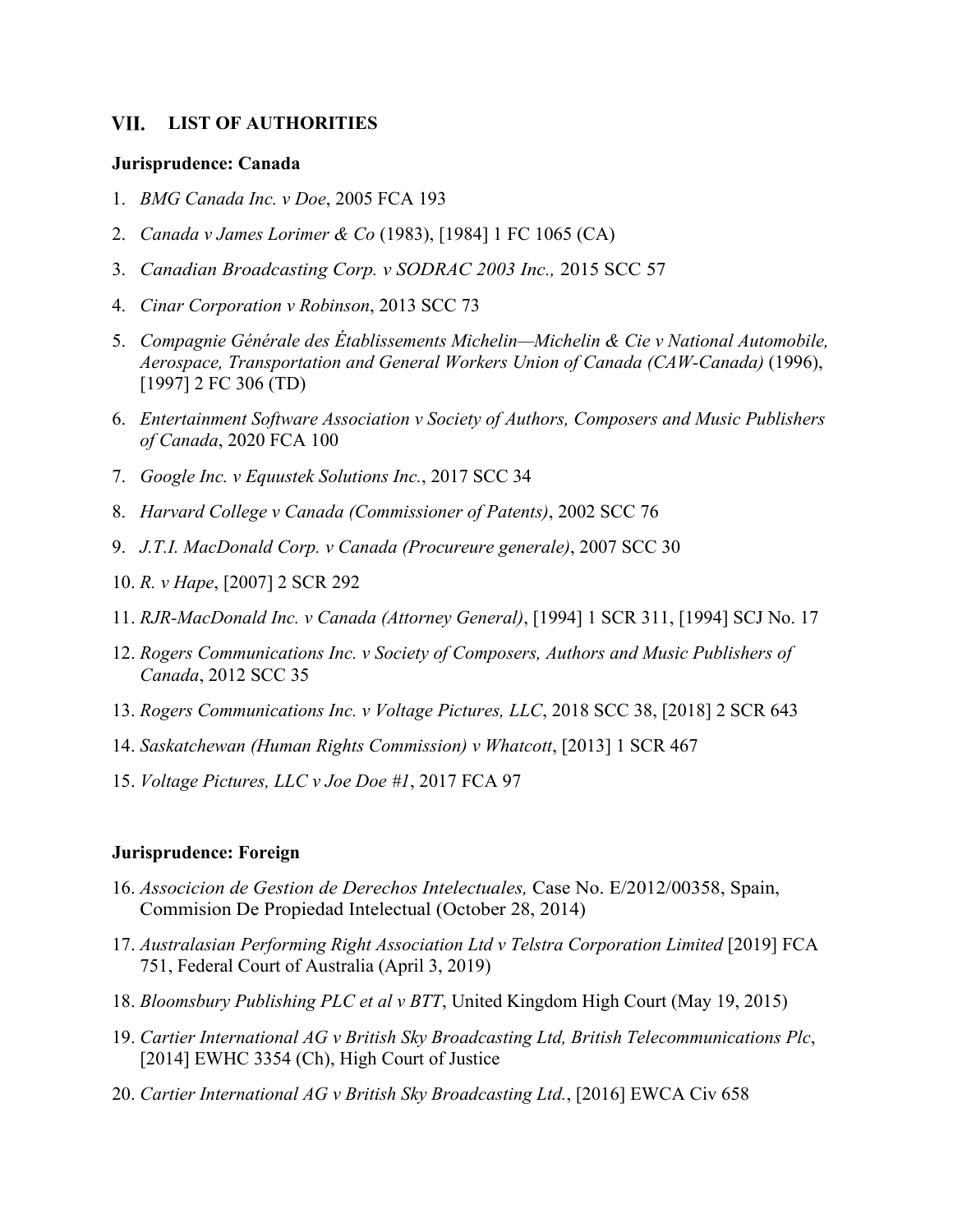## VII. LIST OF AUTHORITIES

### Jurisprudence: Canada

1. *BMG Canada Inc. v Doe*, 2005 FCA 193
2. *Canada v James Lorimer & Co* (1983), [1984] 1 FC 1065 (CA)
3. *Canadian Broadcasting Corp. v SODRAC 2003 Inc.,* 2015 SCC 57
4. *Cinar Corporation v Robinson*, 2013 SCC 73
5. *Compagnie Générale des Établissements Michelin—Michelin & Cie v National Automobile, Aerospace, Transportation and General Workers Union of Canada (CAW-Canada)* (1996), [1997] 2 FC 306 (TD)
6. *Entertainment Software Association v Society of Authors, Composers and Music Publishers of Canada*, 2020 FCA 100
7. *Google Inc. v Equustek Solutions Inc.*, 2017 SCC 34
8. *Harvard College v Canada (Commissioner of Patents)*, 2002 SCC 76
9. *J.T.I. MacDonald Corp. v Canada (Procureure generale)*, 2007 SCC 30
10. *R. v Hape*, [2007] 2 SCR 292
11. *RJR-MacDonald Inc. v Canada (Attorney General)*, [1994] 1 SCR 311, [1994] SCJ No. 17
12. *Rogers Communications Inc. v Society of Composers, Authors and Music Publishers of Canada*, 2012 SCC 35
13. *Rogers Communications Inc. v Voltage Pictures, LLC*, 2018 SCC 38, [2018] 2 SCR 643
14. *Saskatchewan (Human Rights Commission) v Whatcott*, [2013] 1 SCR 467
15. *Voltage Pictures, LLC v Joe Doe #1*, 2017 FCA 97

### Jurisprudence: Foreign

16. *Associcion de Gestion de Derechos Intelectuales,* Case No. E/2012/00358, Spain, Commision De Propiedad Intelectual (October 28, 2014)
17. *Australasian Performing Right Association Ltd v Telstra Corporation Limited* [2019] FCA 751, Federal Court of Australia (April 3, 2019)
18. *Bloomsbury Publishing PLC et al v BTT*, United Kingdom High Court (May 19, 2015)
19. *Cartier International AG v British Sky Broadcasting Ltd, British Telecommunications Plc*, [2014] EWHC 3354 (Ch), High Court of Justice
20. *Cartier International AG v British Sky Broadcasting Ltd.*, [2016] EWCA Civ 658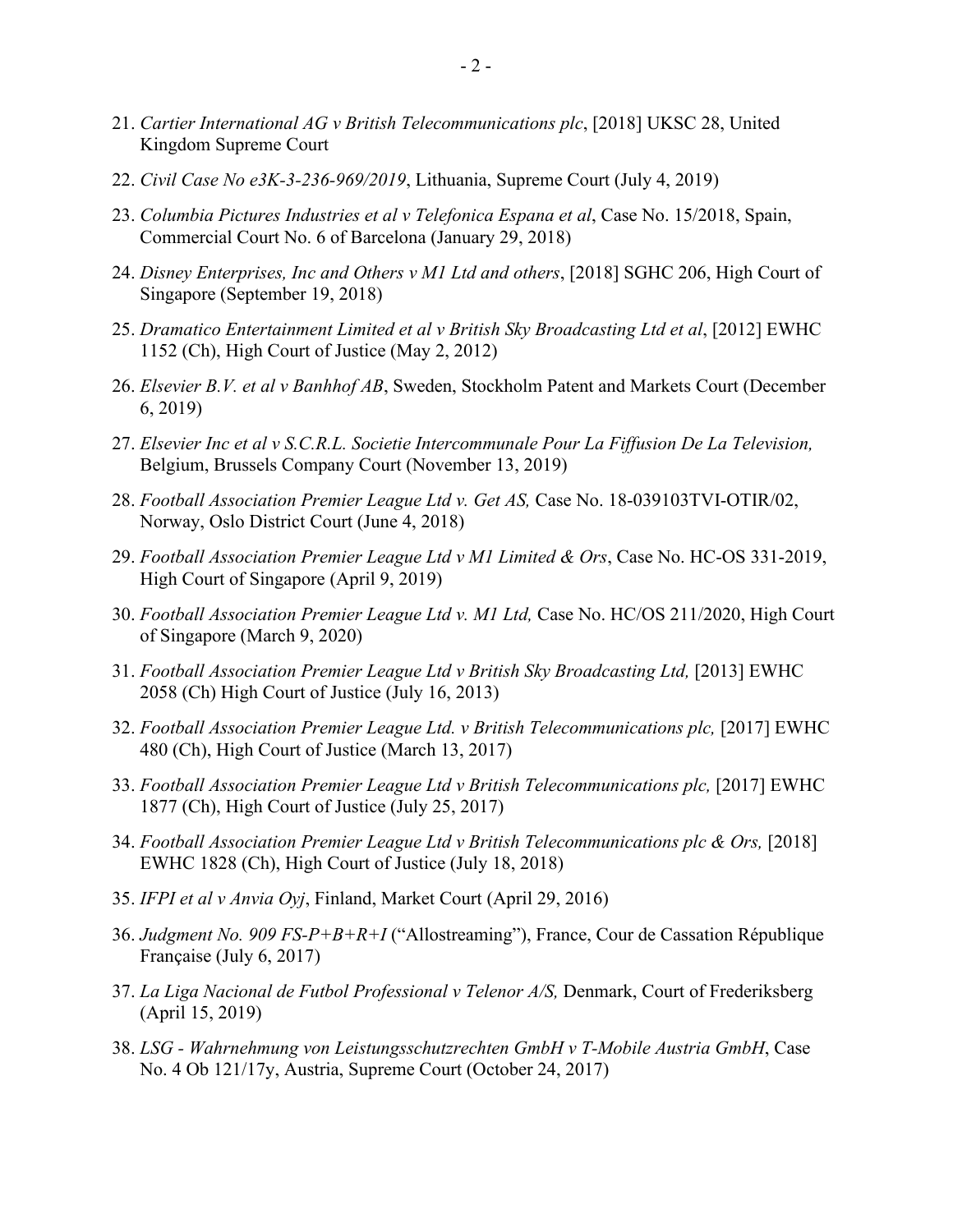21. *Cartier International AG v British Telecommunications plc*, [2018] UKSC 28, United Kingdom Supreme Court
22. *Civil Case No e3K-3-236-969/2019*, Lithuania, Supreme Court (July 4, 2019)
23. *Columbia Pictures Industries et al v Telefonica Espana et al*, Case No. 15/2018, Spain, Commercial Court No. 6 of Barcelona (January 29, 2018)
24. *Disney Enterprises, Inc and Others v M1 Ltd and others*, [2018] SGHC 206, High Court of Singapore (September 19, 2018)
25. *Dramatico Entertainment Limited et al v British Sky Broadcasting Ltd et al*, [2012] EWHC 1152 (Ch), High Court of Justice (May 2, 2012)
26. *Elsevier B.V. et al v Banhhof AB*, Sweden, Stockholm Patent and Markets Court (December 6, 2019)
27. *Elsevier Inc et al v S.C.R.L. Societie Intercommunale Pour La Fiffusion De La Television,* Belgium, Brussels Company Court (November 13, 2019)
28. *Football Association Premier League Ltd v. Get AS,* Case No. 18-039103TVI-OTIR/02, Norway, Oslo District Court (June 4, 2018)
29. *Football Association Premier League Ltd v M1 Limited & Ors*, Case No. HC-OS 331-2019, High Court of Singapore (April 9, 2019)
30. *Football Association Premier League Ltd v. M1 Ltd,* Case No. HC/OS 211/2020, High Court of Singapore (March 9, 2020)
31. *Football Association Premier League Ltd v British Sky Broadcasting Ltd,* [2013] EWHC 2058 (Ch) High Court of Justice (July 16, 2013)
32. *Football Association Premier League Ltd. v British Telecommunications plc,* [2017] EWHC 480 (Ch), High Court of Justice (March 13, 2017)
33. *Football Association Premier League Ltd v British Telecommunications plc,* [2017] EWHC 1877 (Ch), High Court of Justice (July 25, 2017)
34. *Football Association Premier League Ltd v British Telecommunications plc & Ors,* [2018] EWHC 1828 (Ch), High Court of Justice (July 18, 2018)
35. *IFPI et al v Anvia Oyj*, Finland, Market Court (April 29, 2016)
36. *Judgment No. 909 FS-P+B+R+I* ("Allostreaming"), France, Cour de Cassation République Française (July 6, 2017)
37. *La Liga Nacional de Futbol Professional v Telenor A/S,* Denmark, Court of Frederiksberg (April 15, 2019)
38. *LSG - Wahrnehmung von Leistungsschutzrechten GmbH v T-Mobile Austria GmbH*, Case No. 4 Ob 121/17y, Austria, Supreme Court (October 24, 2017)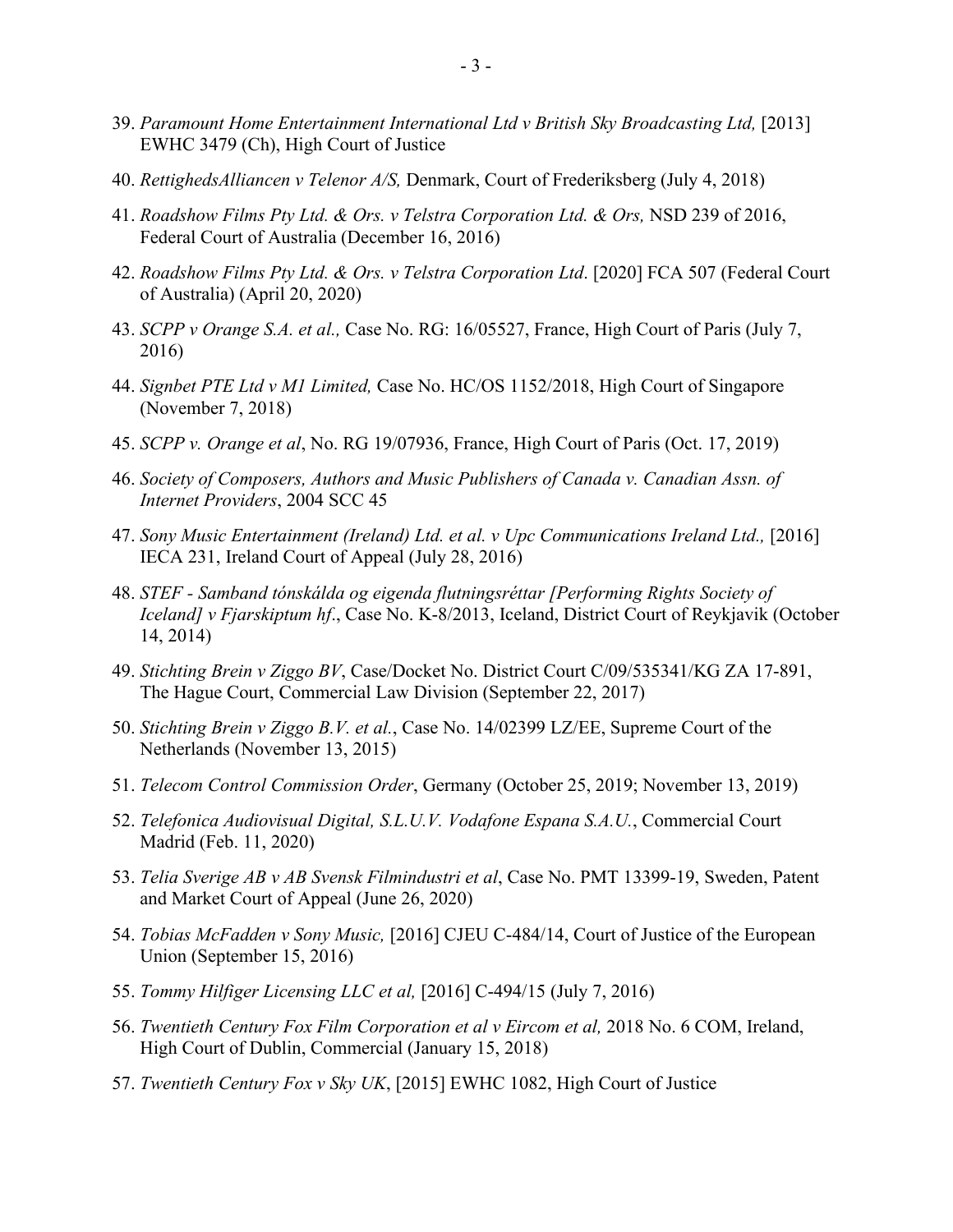39. *Paramount Home Entertainment International Ltd v British Sky Broadcasting Ltd,* [2013] EWHC 3479 (Ch), High Court of Justice

40. *RettighedsAlliancen v Telenor A/S,* Denmark, Court of Frederiksberg (July 4, 2018)

41. *Roadshow Films Pty Ltd. & Ors. v Telstra Corporation Ltd. & Ors,* NSD 239 of 2016, Federal Court of Australia (December 16, 2016)

42. *Roadshow Films Pty Ltd. & Ors. v Telstra Corporation Ltd*. [2020] FCA 507 (Federal Court of Australia) (April 20, 2020)

43. *SCPP v Orange S.A. et al.,* Case No. RG: 16/05527, France, High Court of Paris (July 7, 2016)

44. *Signbet PTE Ltd v M1 Limited,* Case No. HC/OS 1152/2018, High Court of Singapore (November 7, 2018)

45. *SCPP v. Orange et al*, No. RG 19/07936, France, High Court of Paris (Oct. 17, 2019)

46. *Society of Composers, Authors and Music Publishers of Canada v. Canadian Assn. of Internet Providers*, 2004 SCC 45

47. *Sony Music Entertainment (Ireland) Ltd. et al. v Upc Communications Ireland Ltd.,* [2016] IECA 231, Ireland Court of Appeal (July 28, 2016)

48. *STEF - Samband tónskálda og eigenda flutningsréttar [Performing Rights Society of Iceland] v Fjarskiptum hf*., Case No. K-8/2013, Iceland, District Court of Reykjavik (October 14, 2014)

49. *Stichting Brein v Ziggo BV*, Case/Docket No. District Court C/09/535341/KG ZA 17-891, The Hague Court, Commercial Law Division (September 22, 2017)

50. *Stichting Brein v Ziggo B.V. et al.*, Case No. 14/02399 LZ/EE, Supreme Court of the Netherlands (November 13, 2015)

51. *Telecom Control Commission Order*, Germany (October 25, 2019; November 13, 2019)

52. *Telefonica Audiovisual Digital, S.L.U.V. Vodafone Espana S.A.U.*, Commercial Court Madrid (Feb. 11, 2020)

53. *Telia Sverige AB v AB Svensk Filmindustri et al*, Case No. PMT 13399-19, Sweden, Patent and Market Court of Appeal (June 26, 2020)

54. *Tobias McFadden v Sony Music,* [2016] CJEU C-484/14, Court of Justice of the European Union (September 15, 2016)

55. *Tommy Hilfiger Licensing LLC et al,* [2016] C-494/15 (July 7, 2016)

56. *Twentieth Century Fox Film Corporation et al v Eircom et al,* 2018 No. 6 COM, Ireland, High Court of Dublin, Commercial (January 15, 2018)

57. *Twentieth Century Fox v Sky UK*, [2015] EWHC 1082, High Court of Justice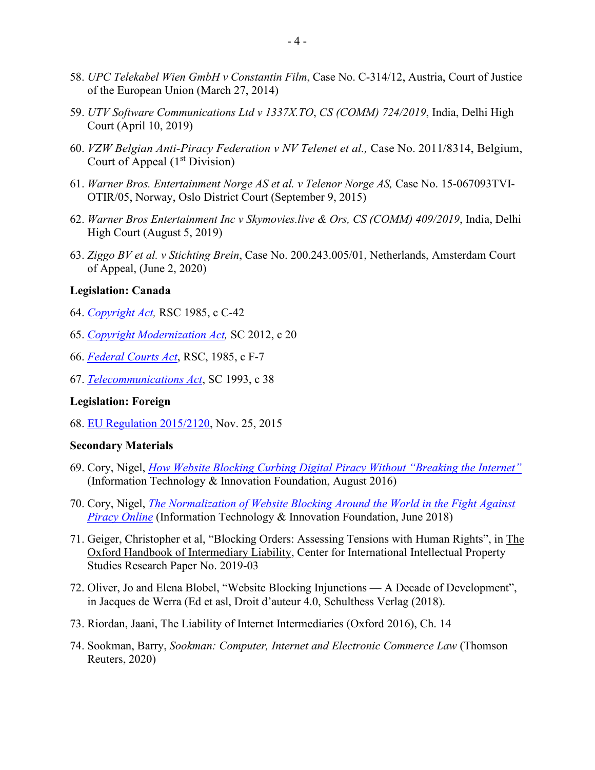58. *UPC Telekabel Wien GmbH v Constantin Film*, Case No. C-314/12, Austria, Court of Justice of the European Union (March 27, 2014)

59. *UTV Software Communications Ltd v 1337X.TO*, *CS (COMM) 724/2019*, India, Delhi High Court (April 10, 2019)

60. *VZW Belgian Anti-Piracy Federation v NV Telenet et al.,* Case No. 2011/8314, Belgium, Court of Appeal (1st Division)

61. *Warner Bros. Entertainment Norge AS et al. v Telenor Norge AS,* Case No. 15-067093TVI-OTIR/05, Norway, Oslo District Court (September 9, 2015)

62. *Warner Bros Entertainment Inc v Skymovies.live & Ors, CS (COMM) 409/2019*, India, Delhi High Court (August 5, 2019)

63. *Ziggo BV et al. v Stichting Brein*, Case No. 200.243.005/01, Netherlands, Amsterdam Court of Appeal, (June 2, 2020)

**Legislation: Canada**

64. *Copyright Act,* RSC 1985, c C-42

65. *Copyright Modernization Act,* SC 2012, c 20

66. *Federal Courts Act*, RSC, 1985, c F-7

67. *Telecommunications Act*, SC 1993, c 38

**Legislation: Foreign**

68. EU Regulation 2015/2120, Nov. 25, 2015

**Secondary Materials**

69. Cory, Nigel, *How Website Blocking Curbing Digital Piracy Without "Breaking the Internet"* (Information Technology & Innovation Foundation, August 2016)

70. Cory, Nigel, *The Normalization of Website Blocking Around the World in the Fight Against Piracy Online* (Information Technology & Innovation Foundation, June 2018)

71. Geiger, Christopher et al, "Blocking Orders: Assessing Tensions with Human Rights", in The Oxford Handbook of Intermediary Liability, Center for International Intellectual Property Studies Research Paper No. 2019-03

72. Oliver, Jo and Elena Blobel, "Website Blocking Injunctions — A Decade of Development", in Jacques de Werra (Ed et asl, Droit d'auteur 4.0, Schulthess Verlag (2018).

73. Riordan, Jaani, The Liability of Internet Intermediaries (Oxford 2016), Ch. 14

74. Sookman, Barry, *Sookman: Computer, Internet and Electronic Commerce Law* (Thomson Reuters, 2020)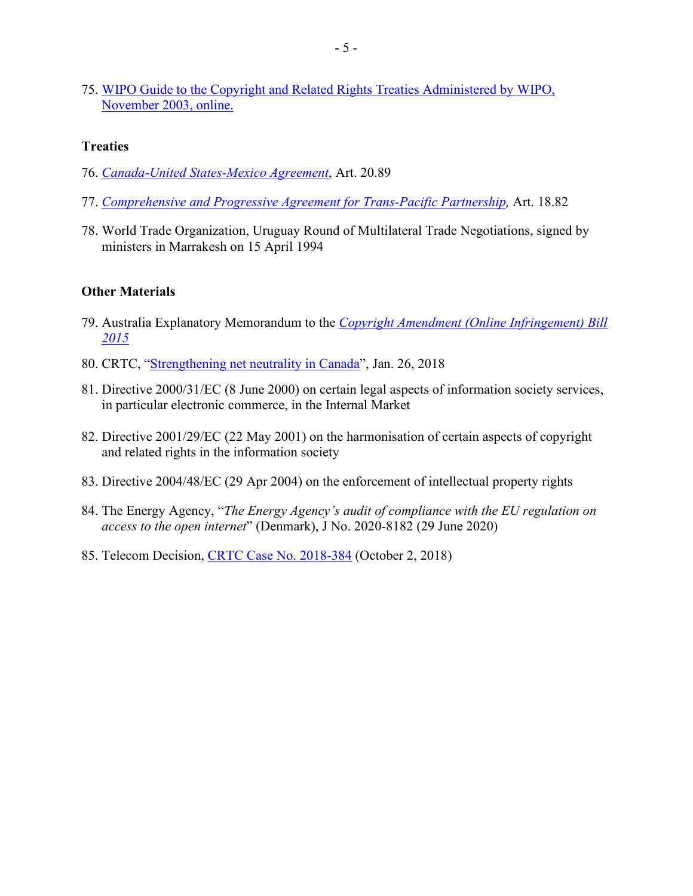75. WIPO Guide to the Copyright and Related Rights Treaties Administered by WIPO, November 2003, online.

**Treaties**

76. *Canada-United States-Mexico Agreement*, Art. 20.89

77. *Comprehensive and Progressive Agreement for Trans-Pacific Partnership,* Art. 18.82

78. World Trade Organization, Uruguay Round of Multilateral Trade Negotiations, signed by ministers in Marrakesh on 15 April 1994

**Other Materials**

79. Australia Explanatory Memorandum to the *Copyright Amendment (Online Infringement) Bill 2015*

80. CRTC, "Strengthening net neutrality in Canada", Jan. 26, 2018

81. Directive 2000/31/EC (8 June 2000) on certain legal aspects of information society services, in particular electronic commerce, in the Internal Market

82. Directive 2001/29/EC (22 May 2001) on the harmonisation of certain aspects of copyright and related rights in the information society

83. Directive 2004/48/EC (29 Apr 2004) on the enforcement of intellectual property rights

84. The Energy Agency, "*The Energy Agency's audit of compliance with the EU regulation on access to the open internet*" (Denmark), J No. 2020-8182 (29 June 2020)

85. Telecom Decision, CRTC Case No. 2018-384 (October 2, 2018)